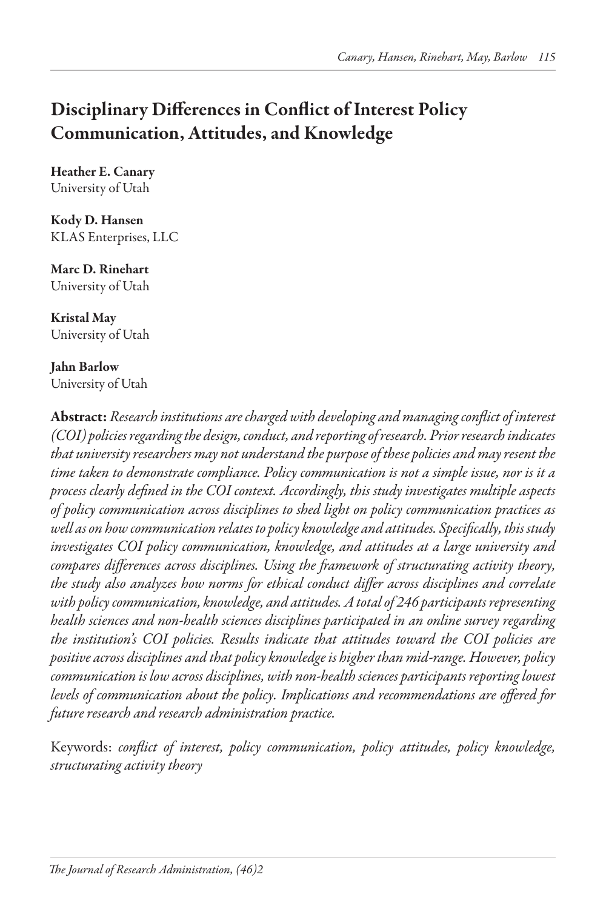# Disciplinary Differences in Conflict of Interest Policy Communication, Attitudes, and Knowledge

**Heather E. Canary**
University of Utah

**Kody D. Hansen**
KLAS Enterprises, LLC

**Marc D. Rinehart**
University of Utah

**Kristal May**
University of Utah

**Jahn Barlow**
University of Utah

**Abstract:** *Research institutions are charged with developing and managing conflict of interest (COI) policies regarding the design, conduct, and reporting of research. Prior research indicates that university researchers may not understand the purpose of these policies and may resent the time taken to demonstrate compliance. Policy communication is not a simple issue, nor is it a process clearly defined in the COI context. Accordingly, this study investigates multiple aspects of policy communication across disciplines to shed light on policy communication practices as well as on how communication relates to policy knowledge and attitudes. Specifically, this study investigates COI policy communication, knowledge, and attitudes at a large university and compares differences across disciplines. Using the framework of structurating activity theory, the study also analyzes how norms for ethical conduct differ across disciplines and correlate with policy communication, knowledge, and attitudes. A total of 246 participants representing health sciences and non-health sciences disciplines participated in an online survey regarding the institution's COI policies. Results indicate that attitudes toward the COI policies are positive across disciplines and that policy knowledge is higher than mid-range. However, policy communication is low across disciplines, with non-health sciences participants reporting lowest levels of communication about the policy. Implications and recommendations are offered for future research and research administration practice.*

Keywords: *conflict of interest, policy communication, policy attitudes, policy knowledge, structurating activity theory*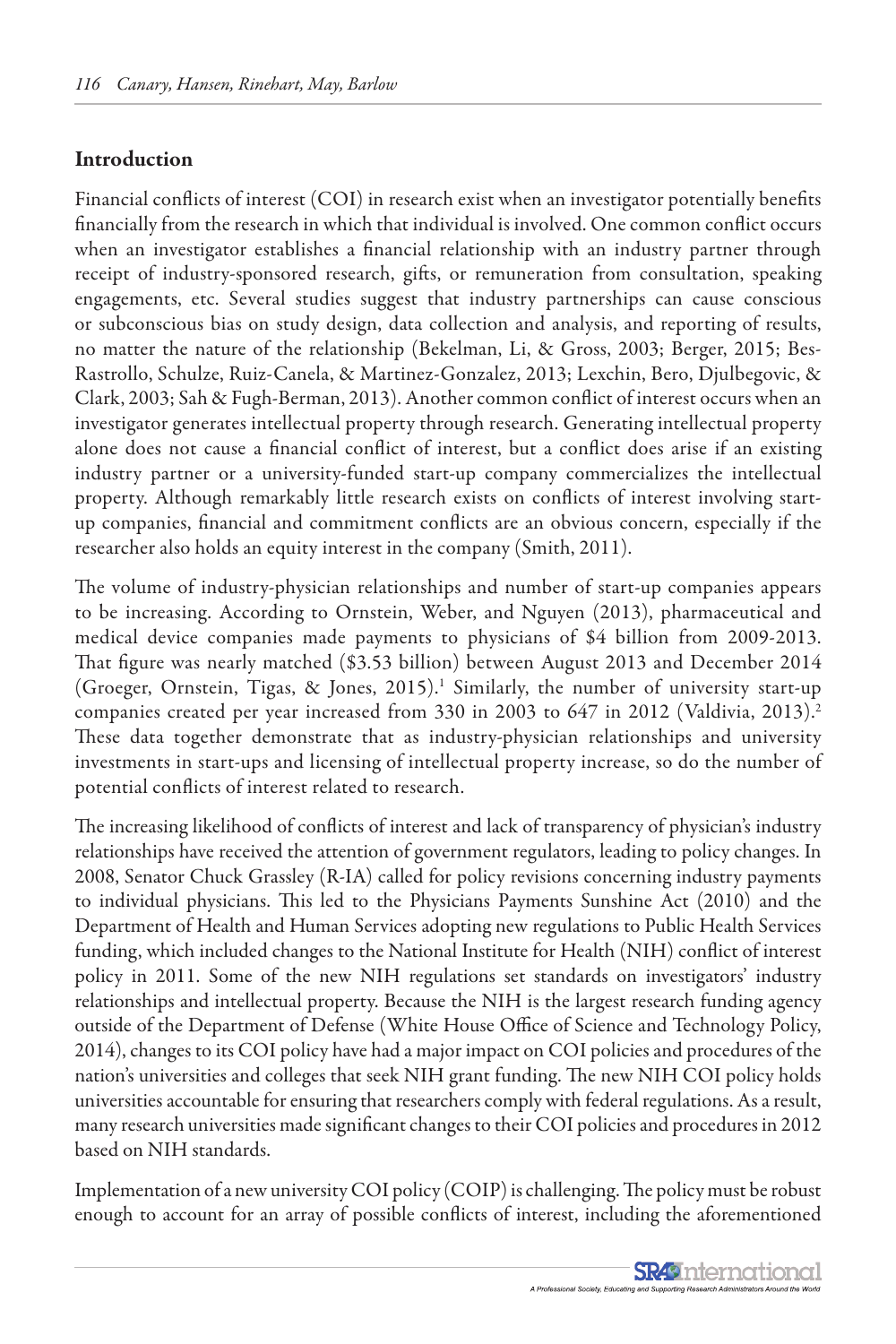## Introduction

Financial conflicts of interest (COI) in research exist when an investigator potentially benefits financially from the research in which that individual is involved. One common conflict occurs when an investigator establishes a financial relationship with an industry partner through receipt of industry-sponsored research, gifts, or remuneration from consultation, speaking engagements, etc. Several studies suggest that industry partnerships can cause conscious or subconscious bias on study design, data collection and analysis, and reporting of results, no matter the nature of the relationship (Bekelman, Li, & Gross, 2003; Berger, 2015; Bes-Rastrollo, Schulze, Ruiz-Canela, & Martinez-Gonzalez, 2013; Lexchin, Bero, Djulbegovic, & Clark, 2003; Sah & Fugh-Berman, 2013). Another common conflict of interest occurs when an investigator generates intellectual property through research. Generating intellectual property alone does not cause a financial conflict of interest, but a conflict does arise if an existing industry partner or a university-funded start-up company commercializes the intellectual property. Although remarkably little research exists on conflicts of interest involving start-up companies, financial and commitment conflicts are an obvious concern, especially if the researcher also holds an equity interest in the company (Smith, 2011).

The volume of industry-physician relationships and number of start-up companies appears to be increasing. According to Ornstein, Weber, and Nguyen (2013), pharmaceutical and medical device companies made payments to physicians of $4 billion from 2009-2013. That figure was nearly matched ($3.53 billion) between August 2013 and December 2014 (Groeger, Ornstein, Tigas, & Jones, 2015).[1] Similarly, the number of university start-up companies created per year increased from 330 in 2003 to 647 in 2012 (Valdivia, 2013).[2] These data together demonstrate that as industry-physician relationships and university investments in start-ups and licensing of intellectual property increase, so do the number of potential conflicts of interest related to research.

The increasing likelihood of conflicts of interest and lack of transparency of physician's industry relationships have received the attention of government regulators, leading to policy changes. In 2008, Senator Chuck Grassley (R-IA) called for policy revisions concerning industry payments to individual physicians. This led to the Physicians Payments Sunshine Act (2010) and the Department of Health and Human Services adopting new regulations to Public Health Services funding, which included changes to the National Institute for Health (NIH) conflict of interest policy in 2011. Some of the new NIH regulations set standards on investigators' industry relationships and intellectual property. Because the NIH is the largest research funding agency outside of the Department of Defense (White House Office of Science and Technology Policy, 2014), changes to its COI policy have had a major impact on COI policies and procedures of the nation's universities and colleges that seek NIH grant funding. The new NIH COI policy holds universities accountable for ensuring that researchers comply with federal regulations. As a result, many research universities made significant changes to their COI policies and procedures in 2012 based on NIH standards.

Implementation of a new university COI policy (COIP) is challenging. The policy must be robust enough to account for an array of possible conflicts of interest, including the aforementioned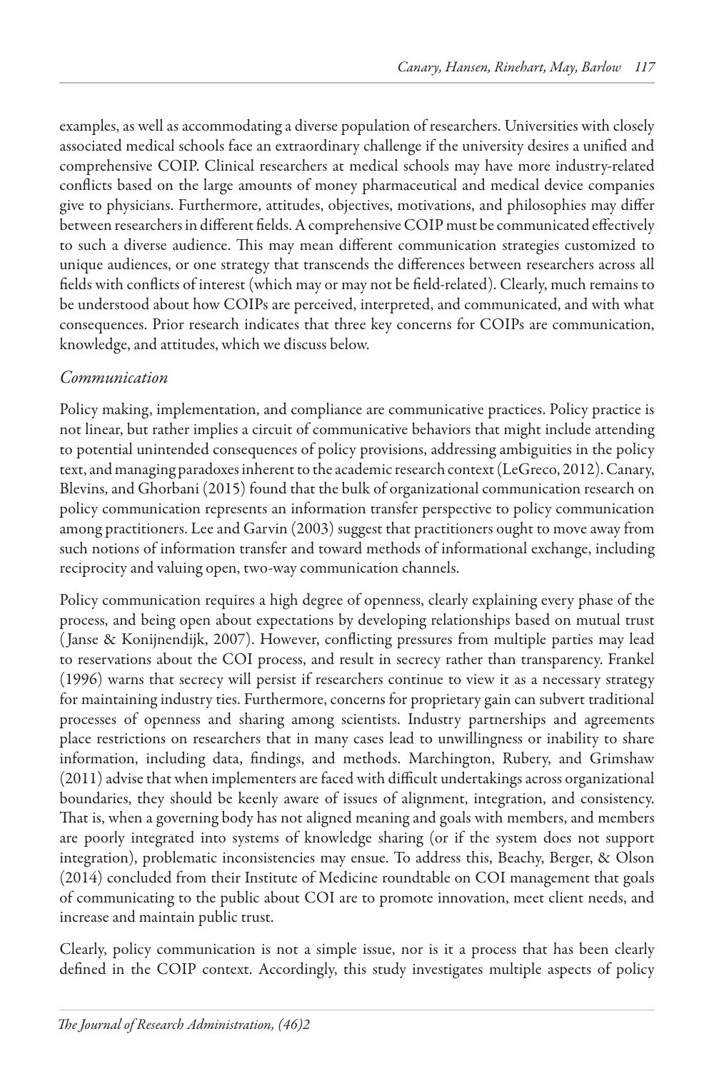examples, as well as accommodating a diverse population of researchers. Universities with closely associated medical schools face an extraordinary challenge if the university desires a unified and comprehensive COIP. Clinical researchers at medical schools may have more industry-related conflicts based on the large amounts of money pharmaceutical and medical device companies give to physicians. Furthermore, attitudes, objectives, motivations, and philosophies may differ between researchers in different fields. A comprehensive COIP must be communicated effectively to such a diverse audience. This may mean different communication strategies customized to unique audiences, or one strategy that transcends the differences between researchers across all fields with conflicts of interest (which may or may not be field-related). Clearly, much remains to be understood about how COIPs are perceived, interpreted, and communicated, and with what consequences. Prior research indicates that three key concerns for COIPs are communication, knowledge, and attitudes, which we discuss below.

### *Communication*

Policy making, implementation, and compliance are communicative practices. Policy practice is not linear, but rather implies a circuit of communicative behaviors that might include attending to potential unintended consequences of policy provisions, addressing ambiguities in the policy text, and managing paradoxes inherent to the academic research context (LeGreco, 2012). Canary, Blevins, and Ghorbani (2015) found that the bulk of organizational communication research on policy communication represents an information transfer perspective to policy communication among practitioners. Lee and Garvin (2003) suggest that practitioners ought to move away from such notions of information transfer and toward methods of informational exchange, including reciprocity and valuing open, two-way communication channels.

Policy communication requires a high degree of openness, clearly explaining every phase of the process, and being open about expectations by developing relationships based on mutual trust (Janse & Konijnendijk, 2007). However, conflicting pressures from multiple parties may lead to reservations about the COI process, and result in secrecy rather than transparency. Frankel (1996) warns that secrecy will persist if researchers continue to view it as a necessary strategy for maintaining industry ties. Furthermore, concerns for proprietary gain can subvert traditional processes of openness and sharing among scientists. Industry partnerships and agreements place restrictions on researchers that in many cases lead to unwillingness or inability to share information, including data, findings, and methods. Marchington, Rubery, and Grimshaw (2011) advise that when implementers are faced with difficult undertakings across organizational boundaries, they should be keenly aware of issues of alignment, integration, and consistency. That is, when a governing body has not aligned meaning and goals with members, and members are poorly integrated into systems of knowledge sharing (or if the system does not support integration), problematic inconsistencies may ensue. To address this, Beachy, Berger, & Olson (2014) concluded from their Institute of Medicine roundtable on COI management that goals of communicating to the public about COI are to promote innovation, meet client needs, and increase and maintain public trust.

Clearly, policy communication is not a simple issue, nor is it a process that has been clearly defined in the COIP context. Accordingly, this study investigates multiple aspects of policy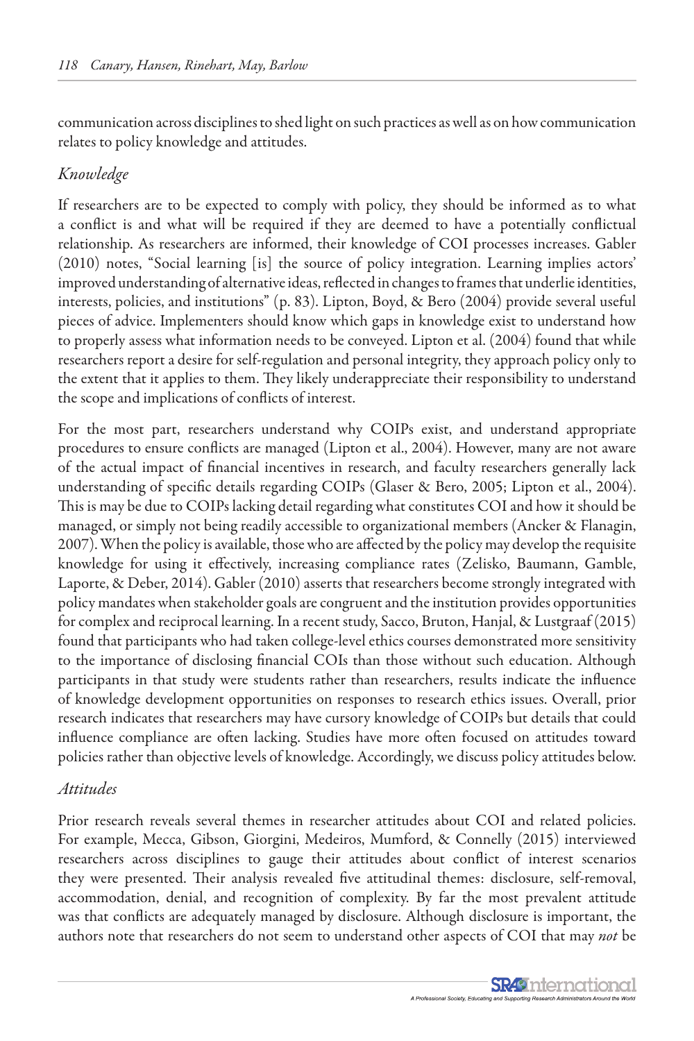communication across disciplines to shed light on such practices as well as on how communication relates to policy knowledge and attitudes.

### *Knowledge*

If researchers are to be expected to comply with policy, they should be informed as to what a conflict is and what will be required if they are deemed to have a potentially conflictual relationship. As researchers are informed, their knowledge of COI processes increases. Gabler (2010) notes, "Social learning [is] the source of policy integration. Learning implies actors' improved understanding of alternative ideas, reflected in changes to frames that underlie identities, interests, policies, and institutions" (p. 83). Lipton, Boyd, & Bero (2004) provide several useful pieces of advice. Implementers should know which gaps in knowledge exist to understand how to properly assess what information needs to be conveyed. Lipton et al. (2004) found that while researchers report a desire for self-regulation and personal integrity, they approach policy only to the extent that it applies to them. They likely underappreciate their responsibility to understand the scope and implications of conflicts of interest.

For the most part, researchers understand why COIPs exist, and understand appropriate procedures to ensure conflicts are managed (Lipton et al., 2004). However, many are not aware of the actual impact of financial incentives in research, and faculty researchers generally lack understanding of specific details regarding COIPs (Glaser & Bero, 2005; Lipton et al., 2004). This is may be due to COIPs lacking detail regarding what constitutes COI and how it should be managed, or simply not being readily accessible to organizational members (Ancker & Flanagin, 2007). When the policy is available, those who are affected by the policy may develop the requisite knowledge for using it effectively, increasing compliance rates (Zelisko, Baumann, Gamble, Laporte, & Deber, 2014). Gabler (2010) asserts that researchers become strongly integrated with policy mandates when stakeholder goals are congruent and the institution provides opportunities for complex and reciprocal learning. In a recent study, Sacco, Bruton, Hanjal, & Lustgraaf (2015) found that participants who had taken college-level ethics courses demonstrated more sensitivity to the importance of disclosing financial COIs than those without such education. Although participants in that study were students rather than researchers, results indicate the influence of knowledge development opportunities on responses to research ethics issues. Overall, prior research indicates that researchers may have cursory knowledge of COIPs but details that could influence compliance are often lacking. Studies have more often focused on attitudes toward policies rather than objective levels of knowledge. Accordingly, we discuss policy attitudes below.

### *Attitudes*

Prior research reveals several themes in researcher attitudes about COI and related policies. For example, Mecca, Gibson, Giorgini, Medeiros, Mumford, & Connelly (2015) interviewed researchers across disciplines to gauge their attitudes about conflict of interest scenarios they were presented. Their analysis revealed five attitudinal themes: disclosure, self-removal, accommodation, denial, and recognition of complexity. By far the most prevalent attitude was that conflicts are adequately managed by disclosure. Although disclosure is important, the authors note that researchers do not seem to understand other aspects of COI that may *not* be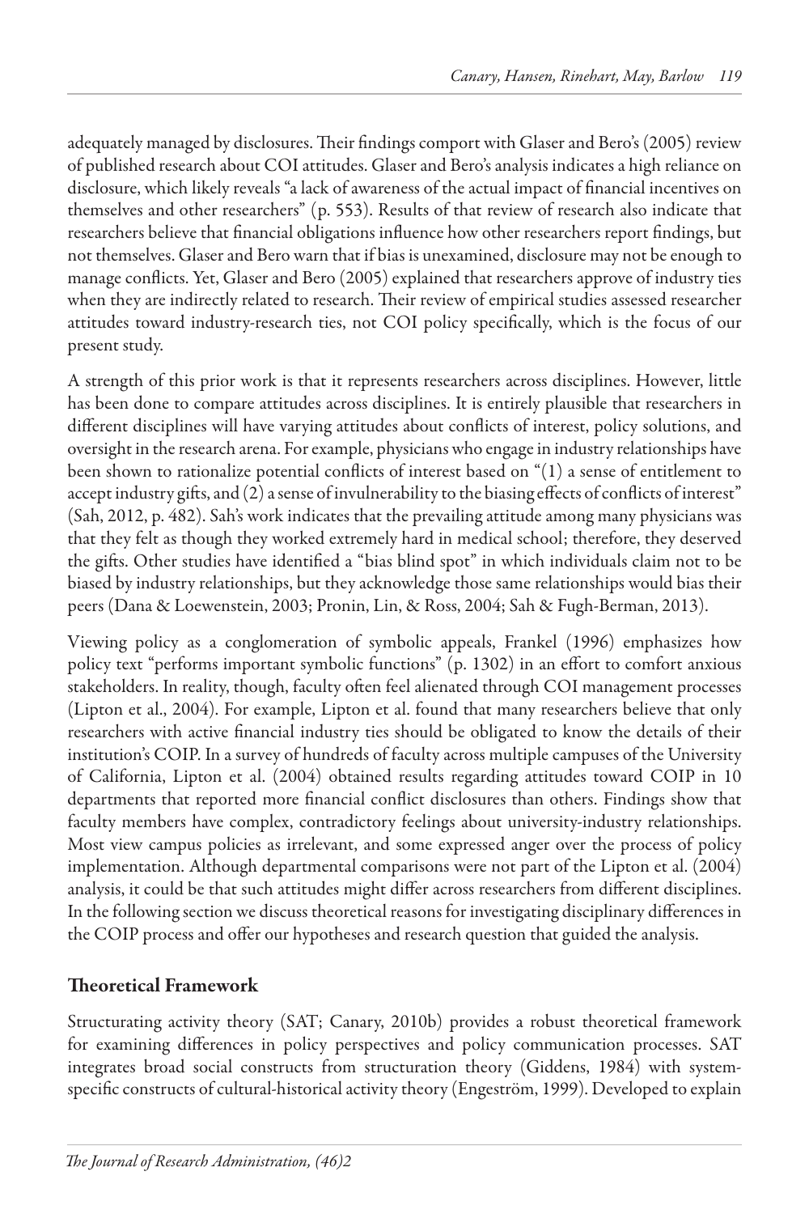adequately managed by disclosures. Their findings comport with Glaser and Bero's (2005) review of published research about COI attitudes. Glaser and Bero's analysis indicates a high reliance on disclosure, which likely reveals "a lack of awareness of the actual impact of financial incentives on themselves and other researchers" (p. 553). Results of that review of research also indicate that researchers believe that financial obligations influence how other researchers report findings, but not themselves. Glaser and Bero warn that if bias is unexamined, disclosure may not be enough to manage conflicts. Yet, Glaser and Bero (2005) explained that researchers approve of industry ties when they are indirectly related to research. Their review of empirical studies assessed researcher attitudes toward industry-research ties, not COI policy specifically, which is the focus of our present study.

A strength of this prior work is that it represents researchers across disciplines. However, little has been done to compare attitudes across disciplines. It is entirely plausible that researchers in different disciplines will have varying attitudes about conflicts of interest, policy solutions, and oversight in the research arena. For example, physicians who engage in industry relationships have been shown to rationalize potential conflicts of interest based on "(1) a sense of entitlement to accept industry gifts, and (2) a sense of invulnerability to the biasing effects of conflicts of interest" (Sah, 2012, p. 482). Sah's work indicates that the prevailing attitude among many physicians was that they felt as though they worked extremely hard in medical school; therefore, they deserved the gifts. Other studies have identified a "bias blind spot" in which individuals claim not to be biased by industry relationships, but they acknowledge those same relationships would bias their peers (Dana & Loewenstein, 2003; Pronin, Lin, & Ross, 2004; Sah & Fugh-Berman, 2013).

Viewing policy as a conglomeration of symbolic appeals, Frankel (1996) emphasizes how policy text "performs important symbolic functions" (p. 1302) in an effort to comfort anxious stakeholders. In reality, though, faculty often feel alienated through COI management processes (Lipton et al., 2004). For example, Lipton et al. found that many researchers believe that only researchers with active financial industry ties should be obligated to know the details of their institution's COIP. In a survey of hundreds of faculty across multiple campuses of the University of California, Lipton et al. (2004) obtained results regarding attitudes toward COIP in 10 departments that reported more financial conflict disclosures than others. Findings show that faculty members have complex, contradictory feelings about university-industry relationships. Most view campus policies as irrelevant, and some expressed anger over the process of policy implementation. Although departmental comparisons were not part of the Lipton et al. (2004) analysis, it could be that such attitudes might differ across researchers from different disciplines. In the following section we discuss theoretical reasons for investigating disciplinary differences in the COIP process and offer our hypotheses and research question that guided the analysis.

## Theoretical Framework

Structurating activity theory (SAT; Canary, 2010b) provides a robust theoretical framework for examining differences in policy perspectives and policy communication processes. SAT integrates broad social constructs from structuration theory (Giddens, 1984) with system-specific constructs of cultural-historical activity theory (Engeström, 1999). Developed to explain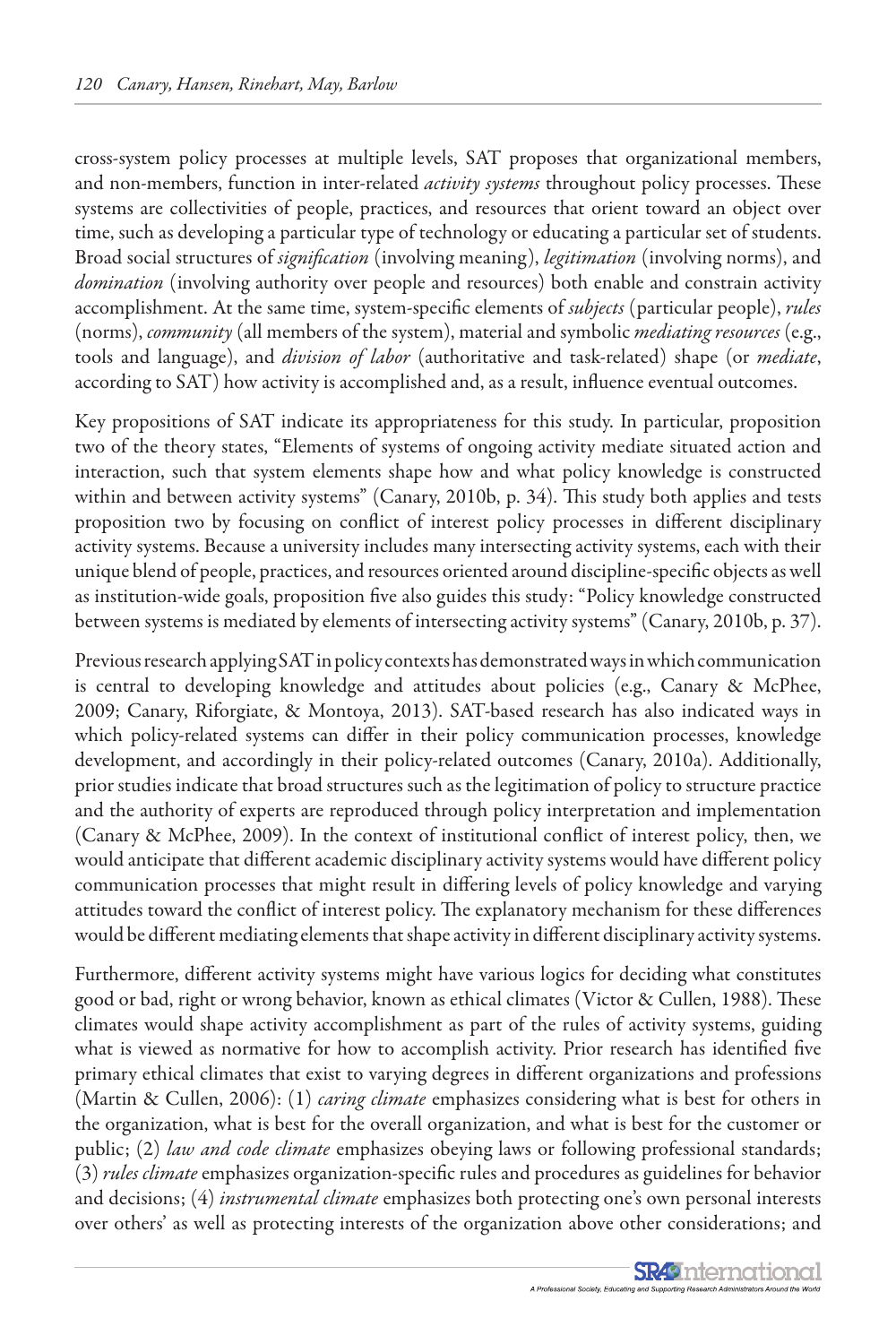cross-system policy processes at multiple levels, SAT proposes that organizational members, and non-members, function in inter-related *activity systems* throughout policy processes. These systems are collectivities of people, practices, and resources that orient toward an object over time, such as developing a particular type of technology or educating a particular set of students. Broad social structures of *signification* (involving meaning), *legitimation* (involving norms), and *domination* (involving authority over people and resources) both enable and constrain activity accomplishment. At the same time, system-specific elements of *subjects* (particular people), *rules* (norms), *community* (all members of the system), material and symbolic *mediating resources* (e.g., tools and language), and *division of labor* (authoritative and task-related) shape (or *mediate*, according to SAT) how activity is accomplished and, as a result, influence eventual outcomes.

Key propositions of SAT indicate its appropriateness for this study. In particular, proposition two of the theory states, "Elements of systems of ongoing activity mediate situated action and interaction, such that system elements shape how and what policy knowledge is constructed within and between activity systems" (Canary, 2010b, p. 34). This study both applies and tests proposition two by focusing on conflict of interest policy processes in different disciplinary activity systems. Because a university includes many intersecting activity systems, each with their unique blend of people, practices, and resources oriented around discipline-specific objects as well as institution-wide goals, proposition five also guides this study: "Policy knowledge constructed between systems is mediated by elements of intersecting activity systems" (Canary, 2010b, p. 37).

Previous research applying SAT in policy contexts has demonstrated ways in which communication is central to developing knowledge and attitudes about policies (e.g., Canary & McPhee, 2009; Canary, Riforgiate, & Montoya, 2013). SAT-based research has also indicated ways in which policy-related systems can differ in their policy communication processes, knowledge development, and accordingly in their policy-related outcomes (Canary, 2010a). Additionally, prior studies indicate that broad structures such as the legitimation of policy to structure practice and the authority of experts are reproduced through policy interpretation and implementation (Canary & McPhee, 2009). In the context of institutional conflict of interest policy, then, we would anticipate that different academic disciplinary activity systems would have different policy communication processes that might result in differing levels of policy knowledge and varying attitudes toward the conflict of interest policy. The explanatory mechanism for these differences would be different mediating elements that shape activity in different disciplinary activity systems.

Furthermore, different activity systems might have various logics for deciding what constitutes good or bad, right or wrong behavior, known as ethical climates (Victor & Cullen, 1988). These climates would shape activity accomplishment as part of the rules of activity systems, guiding what is viewed as normative for how to accomplish activity. Prior research has identified five primary ethical climates that exist to varying degrees in different organizations and professions (Martin & Cullen, 2006): (1) *caring climate* emphasizes considering what is best for others in the organization, what is best for the overall organization, and what is best for the customer or public; (2) *law and code climate* emphasizes obeying laws or following professional standards; (3) *rules climate* emphasizes organization-specific rules and procedures as guidelines for behavior and decisions; (4) *instrumental climate* emphasizes both protecting one's own personal interests over others' as well as protecting interests of the organization above other considerations; and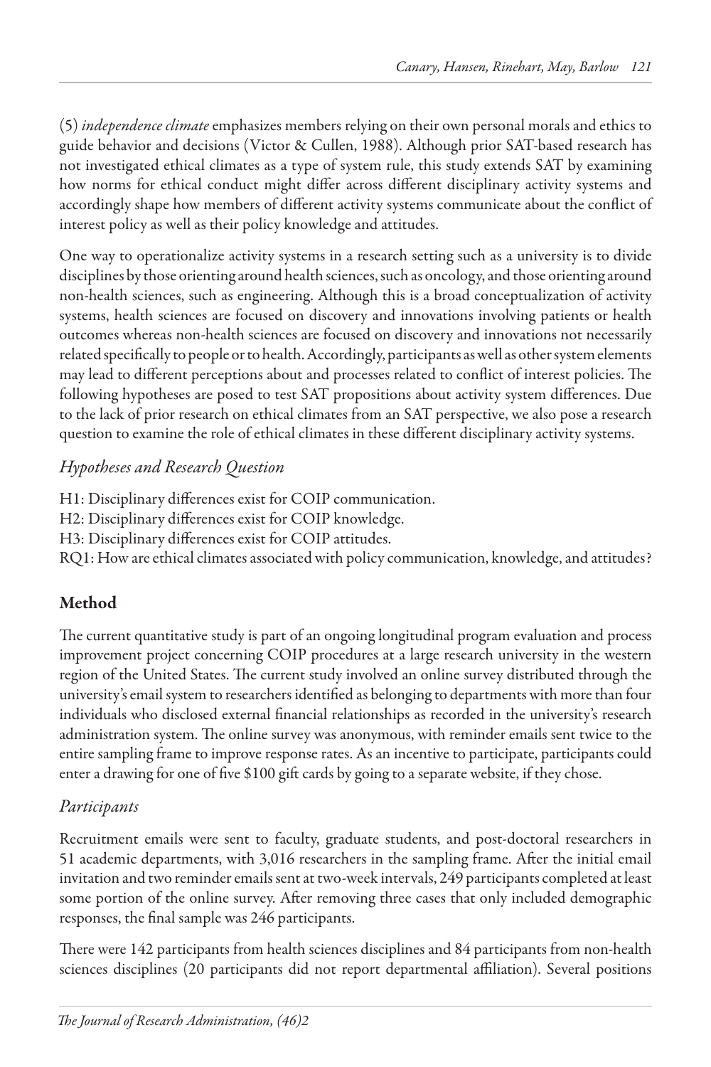(5) *independence climate* emphasizes members relying on their own personal morals and ethics to guide behavior and decisions (Victor & Cullen, 1988). Although prior SAT-based research has not investigated ethical climates as a type of system rule, this study extends SAT by examining how norms for ethical conduct might differ across different disciplinary activity systems and accordingly shape how members of different activity systems communicate about the conflict of interest policy as well as their policy knowledge and attitudes.

One way to operationalize activity systems in a research setting such as a university is to divide disciplines by those orienting around health sciences, such as oncology, and those orienting around non-health sciences, such as engineering. Although this is a broad conceptualization of activity systems, health sciences are focused on discovery and innovations involving patients or health outcomes whereas non-health sciences are focused on discovery and innovations not necessarily related specifically to people or to health. Accordingly, participants as well as other system elements may lead to different perceptions about and processes related to conflict of interest policies. The following hypotheses are posed to test SAT propositions about activity system differences. Due to the lack of prior research on ethical climates from an SAT perspective, we also pose a research question to examine the role of ethical climates in these different disciplinary activity systems.

### *Hypotheses and Research Question*

H1: Disciplinary differences exist for COIP communication.
H2: Disciplinary differences exist for COIP knowledge.
H3: Disciplinary differences exist for COIP attitudes.
RQ1: How are ethical climates associated with policy communication, knowledge, and attitudes?

## Method

The current quantitative study is part of an ongoing longitudinal program evaluation and process improvement project concerning COIP procedures at a large research university in the western region of the United States. The current study involved an online survey distributed through the university's email system to researchers identified as belonging to departments with more than four individuals who disclosed external financial relationships as recorded in the university's research administration system. The online survey was anonymous, with reminder emails sent twice to the entire sampling frame to improve response rates. As an incentive to participate, participants could enter a drawing for one of five $100 gift cards by going to a separate website, if they chose.

### *Participants*

Recruitment emails were sent to faculty, graduate students, and post-doctoral researchers in 51 academic departments, with 3,016 researchers in the sampling frame. After the initial email invitation and two reminder emails sent at two-week intervals, 249 participants completed at least some portion of the online survey. After removing three cases that only included demographic responses, the final sample was 246 participants.

There were 142 participants from health sciences disciplines and 84 participants from non-health sciences disciplines (20 participants did not report departmental affiliation). Several positions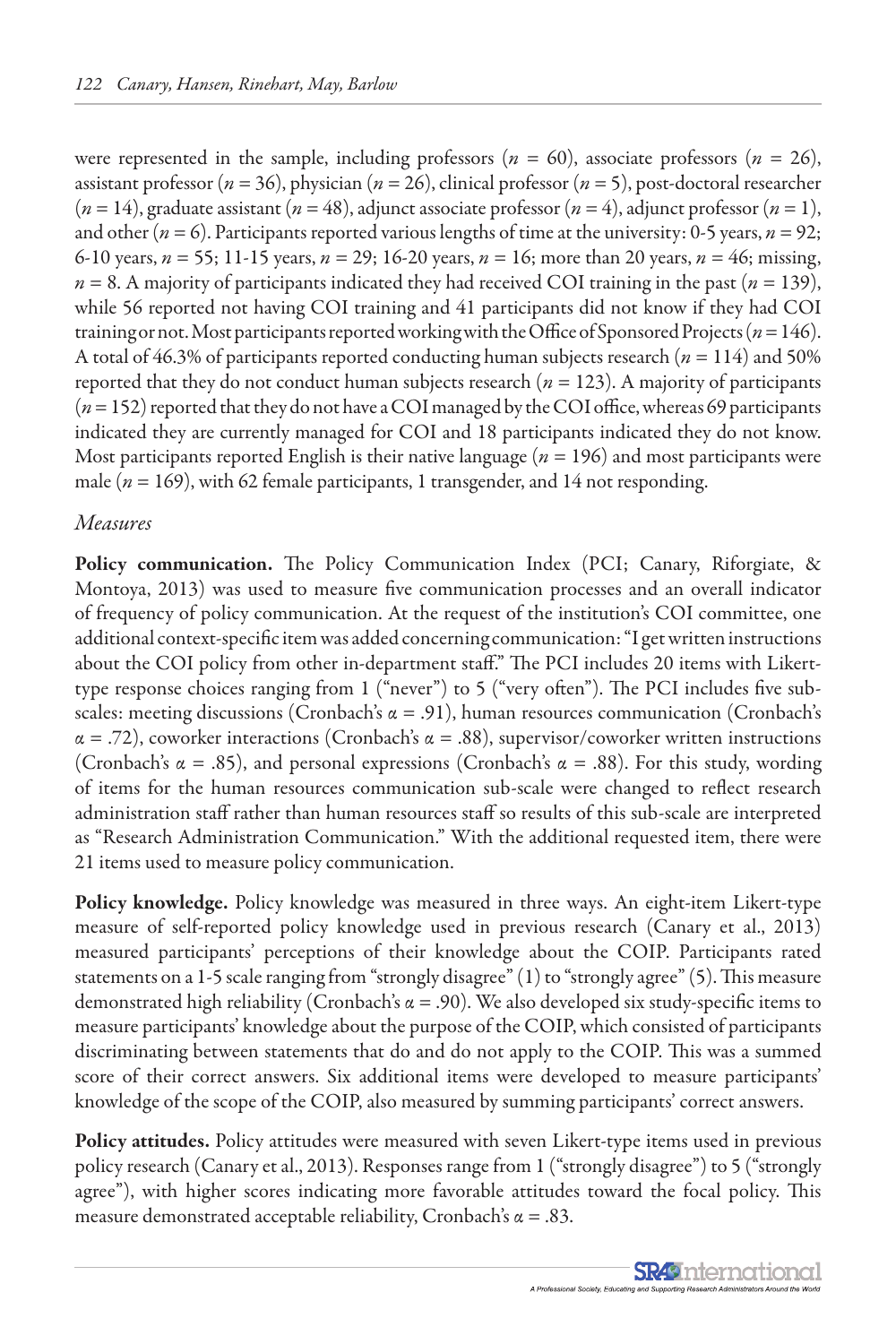were represented in the sample, including professors ($n$ = 60), associate professors ($n$ = 26), assistant professor ($n$ = 36), physician ($n$ = 26), clinical professor ($n$ = 5), post-doctoral researcher ($n$ = 14), graduate assistant ($n$ = 48), adjunct associate professor ($n$ = 4), adjunct professor ($n$ = 1), and other ($n$ = 6). Participants reported various lengths of time at the university: 0-5 years, $n$ = 92; 6-10 years, $n$ = 55; 11-15 years, $n$ = 29; 16-20 years, $n$ = 16; more than 20 years, $n$ = 46; missing, $n$ = 8. A majority of participants indicated they had received COI training in the past ($n$ = 139), while 56 reported not having COI training and 41 participants did not know if they had COI training or not. Most participants reported working with the Office of Sponsored Projects ($n$ = 146). A total of 46.3% of participants reported conducting human subjects research ($n$ = 114) and 50% reported that they do not conduct human subjects research ($n$ = 123). A majority of participants ($n$ = 152) reported that they do not have a COI managed by the COI office, whereas 69 participants indicated they are currently managed for COI and 18 participants indicated they do not know. Most participants reported English is their native language ($n$ = 196) and most participants were male ($n$ = 169), with 62 female participants, 1 transgender, and 14 not responding.

### *Measures*

**Policy communication.** The Policy Communication Index (PCI; Canary, Riforgiate, & Montoya, 2013) was used to measure five communication processes and an overall indicator of frequency of policy communication. At the request of the institution's COI committee, one additional context-specific item was added concerning communication: "I get written instructions about the COI policy from other in-department staff." The PCI includes 20 items with Likert-type response choices ranging from 1 ("never") to 5 ("very often"). The PCI includes five sub-scales: meeting discussions (Cronbach's $\alpha$ = .91), human resources communication (Cronbach's $\alpha$ = .72), coworker interactions (Cronbach's $\alpha$ = .88), supervisor/coworker written instructions (Cronbach's $\alpha$ = .85), and personal expressions (Cronbach's $\alpha$ = .88). For this study, wording of items for the human resources communication sub-scale were changed to reflect research administration staff rather than human resources staff so results of this sub-scale are interpreted as "Research Administration Communication." With the additional requested item, there were 21 items used to measure policy communication.

**Policy knowledge.** Policy knowledge was measured in three ways. An eight-item Likert-type measure of self-reported policy knowledge used in previous research (Canary et al., 2013) measured participants' perceptions of their knowledge about the COIP. Participants rated statements on a 1-5 scale ranging from "strongly disagree" (1) to "strongly agree" (5). This measure demonstrated high reliability (Cronbach's $\alpha$ = .90). We also developed six study-specific items to measure participants' knowledge about the purpose of the COIP, which consisted of participants discriminating between statements that do and do not apply to the COIP. This was a summed score of their correct answers. Six additional items were developed to measure participants' knowledge of the scope of the COIP, also measured by summing participants' correct answers.

**Policy attitudes.** Policy attitudes were measured with seven Likert-type items used in previous policy research (Canary et al., 2013). Responses range from 1 ("strongly disagree") to 5 ("strongly agree"), with higher scores indicating more favorable attitudes toward the focal policy. This measure demonstrated acceptable reliability, Cronbach's $\alpha$ = .83.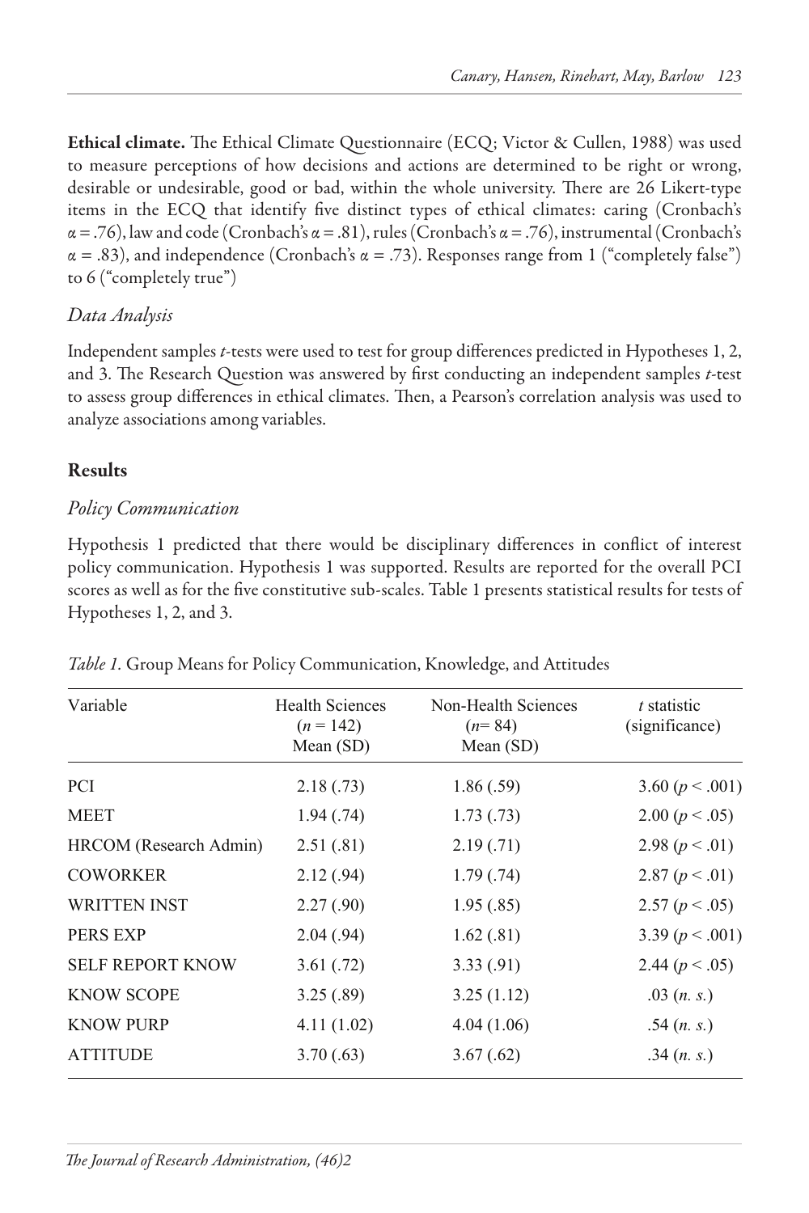**Ethical climate.** The Ethical Climate Questionnaire (ECQ; Victor & Cullen, 1988) was used to measure perceptions of how decisions and actions are determined to be right or wrong, desirable or undesirable, good or bad, within the whole university. There are 26 Likert-type items in the ECQ that identify five distinct types of ethical climates: caring (Cronbach's $\alpha = .76$), law and code (Cronbach's $\alpha = .81$), rules (Cronbach's $\alpha = .76$), instrumental (Cronbach's $\alpha = .83$), and independence (Cronbach's $\alpha = .73$). Responses range from 1 ("completely false") to 6 ("completely true")

### *Data Analysis*

Independent samples *t*-tests were used to test for group differences predicted in Hypotheses 1, 2, and 3. The Research Question was answered by first conducting an independent samples *t*-test to assess group differences in ethical climates. Then, a Pearson's correlation analysis was used to analyze associations among variables.

## Results

### *Policy Communication*

Hypothesis 1 predicted that there would be disciplinary differences in conflict of interest policy communication. Hypothesis 1 was supported. Results are reported for the overall PCI scores as well as for the five constitutive sub-scales. Table 1 presents statistical results for tests of Hypotheses 1, 2, and 3.

*Table 1.* Group Means for Policy Communication, Knowledge, and Attitudes

| Variable | Health Sciences ($n = 142$) Mean (SD) | Non-Health Sciences ($n = 84$) Mean (SD) | *t* statistic (significance) |
|---|---|---|---|
| PCI | 2.18 (.73) | 1.86 (.59) | 3.60 ($p < .001$) |
| MEET | 1.94 (.74) | 1.73 (.73) | 2.00 ($p < .05$) |
| HRCOM (Research Admin) | 2.51 (.81) | 2.19 (.71) | 2.98 ($p < .01$) |
| COWORKER | 2.12 (.94) | 1.79 (.74) | 2.87 ($p < .01$) |
| WRITTEN INST | 2.27 (.90) | 1.95 (.85) | 2.57 ($p < .05$) |
| PERS EXP | 2.04 (.94) | 1.62 (.81) | 3.39 ($p < .001$) |
| SELF REPORT KNOW | 3.61 (.72) | 3.33 (.91) | 2.44 ($p < .05$) |
| KNOW SCOPE | 3.25 (.89) | 3.25 (1.12) | .03 (*n. s.*) |
| KNOW PURP | 4.11 (1.02) | 4.04 (1.06) | .54 (*n. s.*) |
| ATTITUDE | 3.70 (.63) | 3.67 (.62) | .34 (*n. s.*) |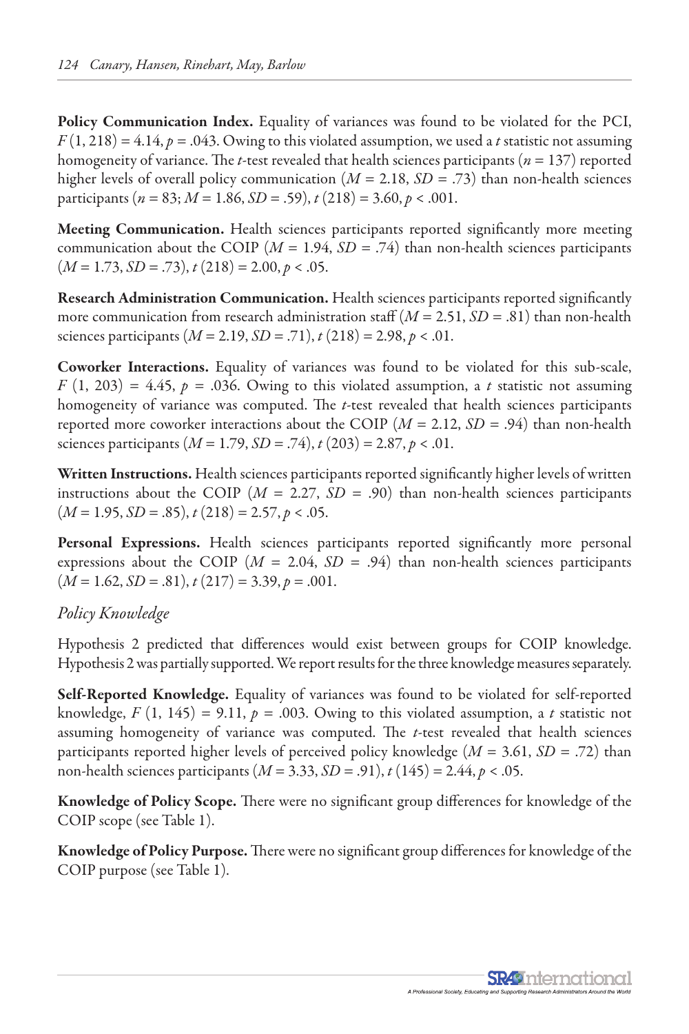**Policy Communication Index.** Equality of variances was found to be violated for the PCI, $F(1, 218) = 4.14$, $p = .043$. Owing to this violated assumption, we used a $t$ statistic not assuming homogeneity of variance. The $t$-test revealed that health sciences participants ($n = 137$) reported higher levels of overall policy communication ($M = 2.18$, $SD = .73$) than non-health sciences participants ($n = 83$; $M = 1.86$, $SD = .59$), $t(218) = 3.60$, $p < .001$.

**Meeting Communication.** Health sciences participants reported significantly more meeting communication about the COIP ($M = 1.94$, $SD = .74$) than non-health sciences participants ($M = 1.73$, $SD = .73$), $t(218) = 2.00$, $p < .05$.

**Research Administration Communication.** Health sciences participants reported significantly more communication from research administration staff ($M = 2.51$, $SD = .81$) than non-health sciences participants ($M = 2.19$, $SD = .71$), $t(218) = 2.98$, $p < .01$.

**Coworker Interactions.** Equality of variances was found to be violated for this sub-scale, $F(1, 203) = 4.45$, $p = .036$. Owing to this violated assumption, a $t$ statistic not assuming homogeneity of variance was computed. The $t$-test revealed that health sciences participants reported more coworker interactions about the COIP ($M = 2.12$, $SD = .94$) than non-health sciences participants ($M = 1.79$, $SD = .74$), $t(203) = 2.87$, $p < .01$.

**Written Instructions.** Health sciences participants reported significantly higher levels of written instructions about the COIP ($M = 2.27$, $SD = .90$) than non-health sciences participants ($M = 1.95$, $SD = .85$), $t(218) = 2.57$, $p < .05$.

**Personal Expressions.** Health sciences participants reported significantly more personal expressions about the COIP ($M = 2.04$, $SD = .94$) than non-health sciences participants ($M = 1.62$, $SD = .81$), $t(217) = 3.39$, $p = .001$.

### *Policy Knowledge*

Hypothesis 2 predicted that differences would exist between groups for COIP knowledge. Hypothesis 2 was partially supported. We report results for the three knowledge measures separately.

**Self-Reported Knowledge.** Equality of variances was found to be violated for self-reported knowledge, $F(1, 145) = 9.11$, $p = .003$. Owing to this violated assumption, a $t$ statistic not assuming homogeneity of variance was computed. The $t$-test revealed that health sciences participants reported higher levels of perceived policy knowledge ($M = 3.61$, $SD = .72$) than non-health sciences participants ($M = 3.33$, $SD = .91$), $t(145) = 2.44$, $p < .05$.

**Knowledge of Policy Scope.** There were no significant group differences for knowledge of the COIP scope (see Table 1).

**Knowledge of Policy Purpose.** There were no significant group differences for knowledge of the COIP purpose (see Table 1).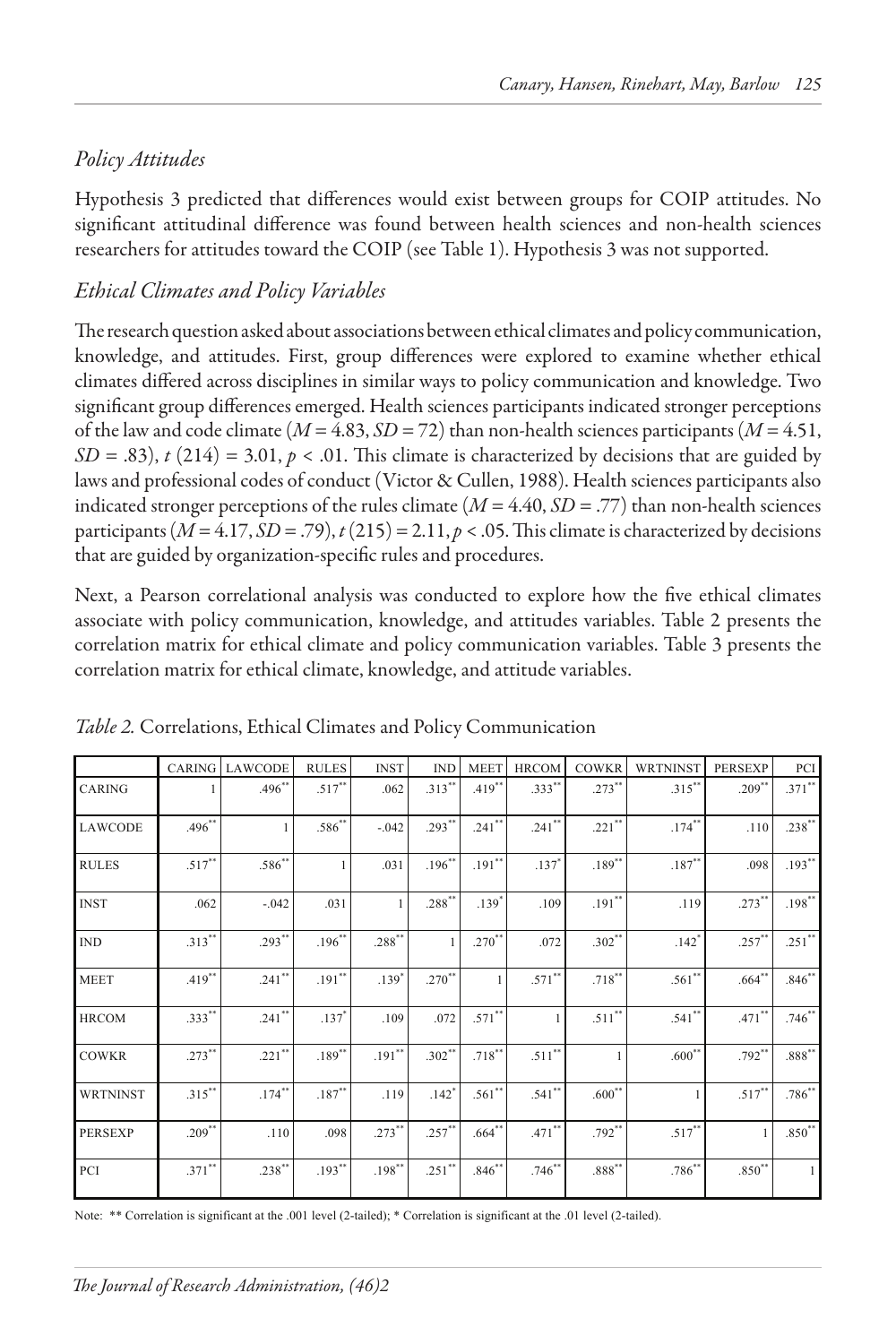## *Policy Attitudes*

Hypothesis 3 predicted that differences would exist between groups for COIP attitudes. No significant attitudinal difference was found between health sciences and non-health sciences researchers for attitudes toward the COIP (see Table 1). Hypothesis 3 was not supported.

## *Ethical Climates and Policy Variables*

The research question asked about associations between ethical climates and policy communication, knowledge, and attitudes. First, group differences were explored to examine whether ethical climates differed across disciplines in similar ways to policy communication and knowledge. Two significant group differences emerged. Health sciences participants indicated stronger perceptions of the law and code climate ($M = 4.83$, $SD = 72$) than non-health sciences participants ($M = 4.51$, $SD = .83$), $t(214) = 3.01$, $p < .01$. This climate is characterized by decisions that are guided by laws and professional codes of conduct (Victor & Cullen, 1988). Health sciences participants also indicated stronger perceptions of the rules climate ($M = 4.40$, $SD = .77$) than non-health sciences participants ($M = 4.17$, $SD = .79$), $t(215) = 2.11$, $p < .05$. This climate is characterized by decisions that are guided by organization-specific rules and procedures.

Next, a Pearson correlational analysis was conducted to explore how the five ethical climates associate with policy communication, knowledge, and attitudes variables. Table 2 presents the correlation matrix for ethical climate and policy communication variables. Table 3 presents the correlation matrix for ethical climate, knowledge, and attitude variables.

*Table 2.* Correlations, Ethical Climates and Policy Communication

| | CARING | LAWCODE | RULES | INST | IND | MEET | HRCOM | COWKR | WRTNINST | PERSEXP | PCI |
|---|---|---|---|---|---|---|---|---|---|---|---|
| CARING | 1 | .496** | .517** | .062 | .313** | .419** | .333** | .273** | .315** | .209** | .371** |
| LAWCODE | .496** | 1 | .586** | -.042 | .293** | .241** | .241** | .221** | .174** | .110 | .238** |
| RULES | .517** | .586** | 1 | .031 | .196** | .191** | .137* | .189** | .187** | .098 | .193** |
| INST | .062 | -.042 | .031 | 1 | .288** | .139* | .109 | .191** | .119 | .273** | .198** |
| IND | .313** | .293** | .196** | .288** | 1 | .270** | .072 | .302** | .142* | .257** | .251** |
| MEET | .419** | .241** | .191** | .139* | .270** | 1 | .571** | .718** | .561** | .664** | .846** |
| HRCOM | .333** | .241** | .137* | .109 | .072 | .571** | 1 | .511** | .541** | .471** | .746** |
| COWKR | .273** | .221** | .189** | .191** | .302** | .718** | .511** | 1 | .600** | .792** | .888** |
| WRTNINST | .315** | .174** | .187** | .119 | .142* | .561** | .541** | .600** | 1 | .517** | .786** |
| PERSEXP | .209** | .110 | .098 | .273** | .257** | .664** | .471** | .792** | .517** | 1 | .850** |
| PCI | .371** | .238** | .193** | .198** | .251** | .846** | .746** | .888** | .786** | .850** | 1 |

Note: ** Correlation is significant at the .001 level (2-tailed); * Correlation is significant at the .01 level (2-tailed).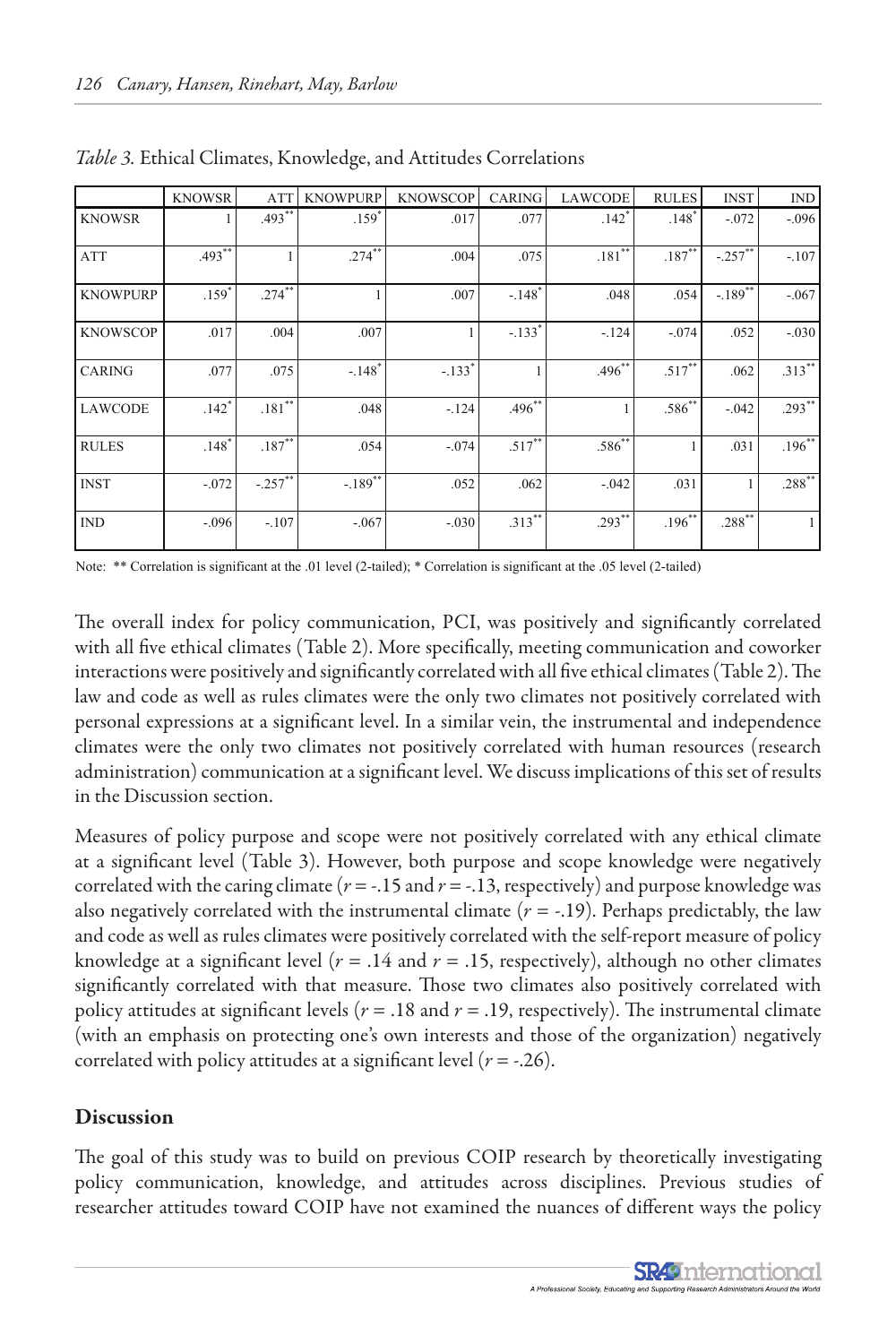*Table 3.* Ethical Climates, Knowledge, and Attitudes Correlations

| | KNOWSR | ATT | KNOWPURP | KNOWSCOP | CARING | LAWCODE | RULES | INST | IND |
|---|---|---|---|---|---|---|---|---|---|
| KNOWSR | 1 | .493** | .159* | .017 | .077 | .142* | .148* | -.072 | -.096 |
| ATT | .493** | 1 | .274** | .004 | .075 | .181** | .187** | -.257** | -.107 |
| KNOWPURP | .159* | .274** | 1 | .007 | -.148* | .048 | .054 | -.189** | -.067 |
| KNOWSCOP | .017 | .004 | .007 | 1 | -.133* | -.124 | -.074 | .052 | -.030 |
| CARING | .077 | .075 | -.148* | -.133* | 1 | .496** | .517** | .062 | .313** |
| LAWCODE | .142* | .181** | .048 | -.124 | .496** | 1 | .586** | -.042 | .293** |
| RULES | .148* | .187** | .054 | -.074 | .517** | .586** | 1 | .031 | .196** |
| INST | -.072 | -.257** | -.189** | .052 | .062 | -.042 | .031 | 1 | .288** |
| IND | -.096 | -.107 | -.067 | -.030 | .313** | .293** | .196** | .288** | 1 |

Note: ** Correlation is significant at the .01 level (2-tailed); * Correlation is significant at the .05 level (2-tailed)

The overall index for policy communication, PCI, was positively and significantly correlated with all five ethical climates (Table 2). More specifically, meeting communication and coworker interactions were positively and significantly correlated with all five ethical climates (Table 2). The law and code as well as rules climates were the only two climates not positively correlated with personal expressions at a significant level. In a similar vein, the instrumental and independence climates were the only two climates not positively correlated with human resources (research administration) communication at a significant level. We discuss implications of this set of results in the Discussion section.

Measures of policy purpose and scope were not positively correlated with any ethical climate at a significant level (Table 3). However, both purpose and scope knowledge were negatively correlated with the caring climate ($r$ = -.15 and $r$ = -.13, respectively) and purpose knowledge was also negatively correlated with the instrumental climate ($r$ = -.19). Perhaps predictably, the law and code as well as rules climates were positively correlated with the self-report measure of policy knowledge at a significant level ($r$ = .14 and $r$ = .15, respectively), although no other climates significantly correlated with that measure. Those two climates also positively correlated with policy attitudes at significant levels ($r$ = .18 and $r$ = .19, respectively). The instrumental climate (with an emphasis on protecting one's own interests and those of the organization) negatively correlated with policy attitudes at a significant level ($r$ = -.26).

## Discussion

The goal of this study was to build on previous COIP research by theoretically investigating policy communication, knowledge, and attitudes across disciplines. Previous studies of researcher attitudes toward COIP have not examined the nuances of different ways the policy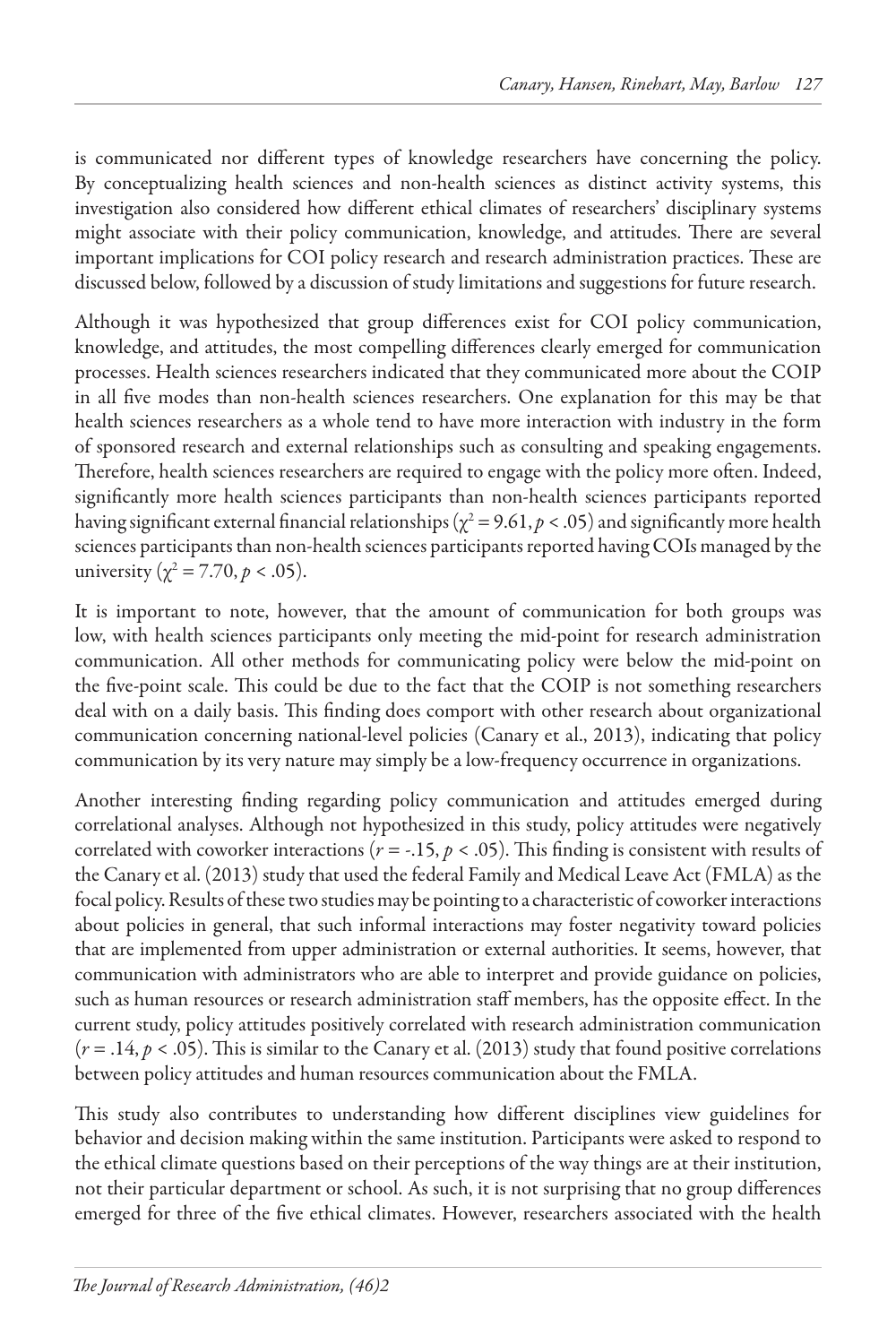is communicated nor different types of knowledge researchers have concerning the policy. By conceptualizing health sciences and non-health sciences as distinct activity systems, this investigation also considered how different ethical climates of researchers' disciplinary systems might associate with their policy communication, knowledge, and attitudes. There are several important implications for COI policy research and research administration practices. These are discussed below, followed by a discussion of study limitations and suggestions for future research.

Although it was hypothesized that group differences exist for COI policy communication, knowledge, and attitudes, the most compelling differences clearly emerged for communication processes. Health sciences researchers indicated that they communicated more about the COIP in all five modes than non-health sciences researchers. One explanation for this may be that health sciences researchers as a whole tend to have more interaction with industry in the form of sponsored research and external relationships such as consulting and speaking engagements. Therefore, health sciences researchers are required to engage with the policy more often. Indeed, significantly more health sciences participants than non-health sciences participants reported having significant external financial relationships ($\chi^2 = 9.61, p < .05$) and significantly more health sciences participants than non-health sciences participants reported having COIs managed by the university ($\chi^2 = 7.70, p < .05$).

It is important to note, however, that the amount of communication for both groups was low, with health sciences participants only meeting the mid-point for research administration communication. All other methods for communicating policy were below the mid-point on the five-point scale. This could be due to the fact that the COIP is not something researchers deal with on a daily basis. This finding does comport with other research about organizational communication concerning national-level policies (Canary et al., 2013), indicating that policy communication by its very nature may simply be a low-frequency occurrence in organizations.

Another interesting finding regarding policy communication and attitudes emerged during correlational analyses. Although not hypothesized in this study, policy attitudes were negatively correlated with coworker interactions ($r = -.15, p < .05$). This finding is consistent with results of the Canary et al. (2013) study that used the federal Family and Medical Leave Act (FMLA) as the focal policy. Results of these two studies may be pointing to a characteristic of coworker interactions about policies in general, that such informal interactions may foster negativity toward policies that are implemented from upper administration or external authorities. It seems, however, that communication with administrators who are able to interpret and provide guidance on policies, such as human resources or research administration staff members, has the opposite effect. In the current study, policy attitudes positively correlated with research administration communication ($r = .14, p < .05$). This is similar to the Canary et al. (2013) study that found positive correlations between policy attitudes and human resources communication about the FMLA.

This study also contributes to understanding how different disciplines view guidelines for behavior and decision making within the same institution. Participants were asked to respond to the ethical climate questions based on their perceptions of the way things are at their institution, not their particular department or school. As such, it is not surprising that no group differences emerged for three of the five ethical climates. However, researchers associated with the health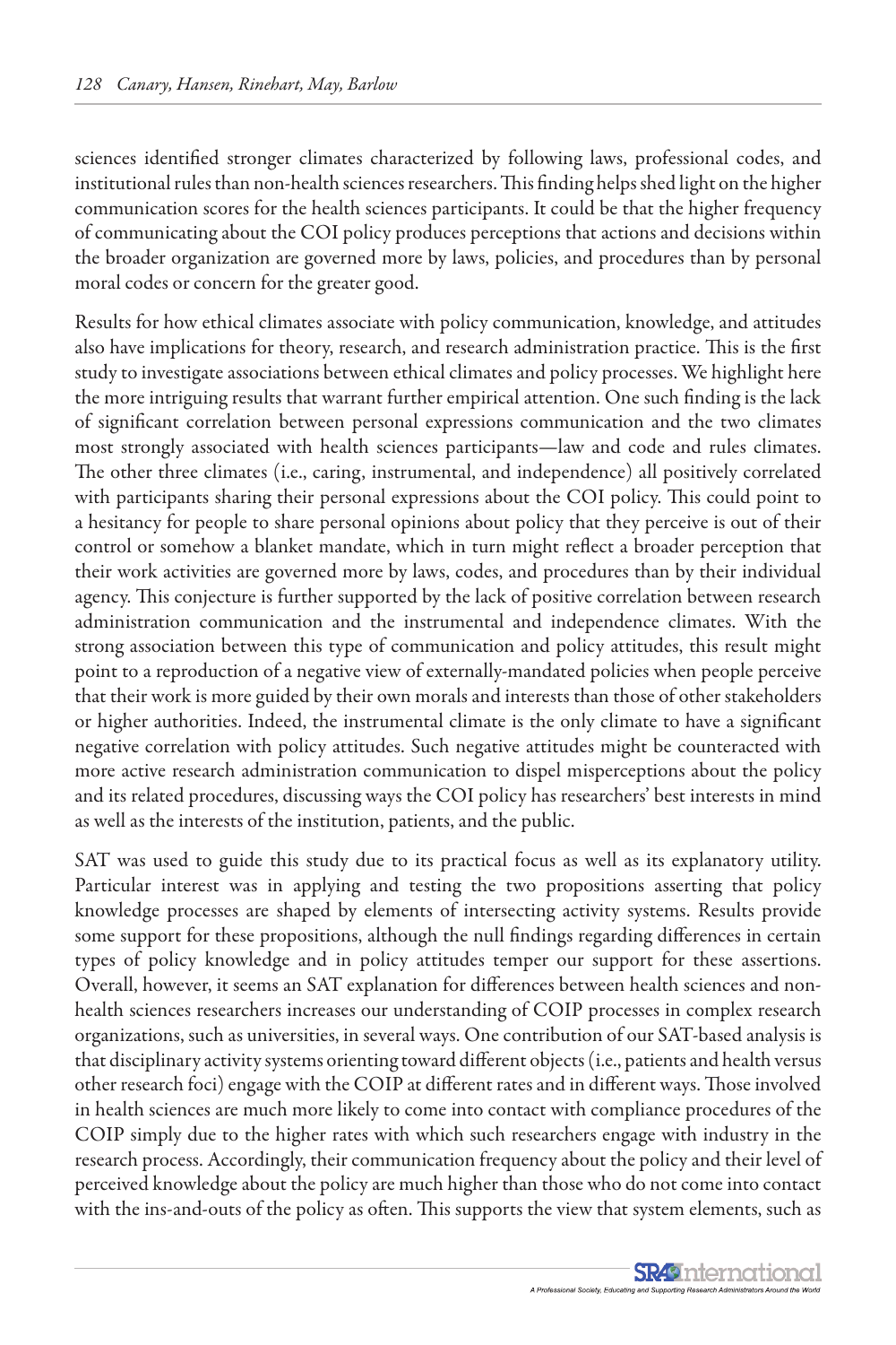sciences identified stronger climates characterized by following laws, professional codes, and institutional rules than non-health sciences researchers. This finding helps shed light on the higher communication scores for the health sciences participants. It could be that the higher frequency of communicating about the COI policy produces perceptions that actions and decisions within the broader organization are governed more by laws, policies, and procedures than by personal moral codes or concern for the greater good.

Results for how ethical climates associate with policy communication, knowledge, and attitudes also have implications for theory, research, and research administration practice. This is the first study to investigate associations between ethical climates and policy processes. We highlight here the more intriguing results that warrant further empirical attention. One such finding is the lack of significant correlation between personal expressions communication and the two climates most strongly associated with health sciences participants—law and code and rules climates. The other three climates (i.e., caring, instrumental, and independence) all positively correlated with participants sharing their personal expressions about the COI policy. This could point to a hesitancy for people to share personal opinions about policy that they perceive is out of their control or somehow a blanket mandate, which in turn might reflect a broader perception that their work activities are governed more by laws, codes, and procedures than by their individual agency. This conjecture is further supported by the lack of positive correlation between research administration communication and the instrumental and independence climates. With the strong association between this type of communication and policy attitudes, this result might point to a reproduction of a negative view of externally-mandated policies when people perceive that their work is more guided by their own morals and interests than those of other stakeholders or higher authorities. Indeed, the instrumental climate is the only climate to have a significant negative correlation with policy attitudes. Such negative attitudes might be counteracted with more active research administration communication to dispel misperceptions about the policy and its related procedures, discussing ways the COI policy has researchers' best interests in mind as well as the interests of the institution, patients, and the public.

SAT was used to guide this study due to its practical focus as well as its explanatory utility. Particular interest was in applying and testing the two propositions asserting that policy knowledge processes are shaped by elements of intersecting activity systems. Results provide some support for these propositions, although the null findings regarding differences in certain types of policy knowledge and in policy attitudes temper our support for these assertions. Overall, however, it seems an SAT explanation for differences between health sciences and non-health sciences researchers increases our understanding of COIP processes in complex research organizations, such as universities, in several ways. One contribution of our SAT-based analysis is that disciplinary activity systems orienting toward different objects (i.e., patients and health versus other research foci) engage with the COIP at different rates and in different ways. Those involved in health sciences are much more likely to come into contact with compliance procedures of the COIP simply due to the higher rates with which such researchers engage with industry in the research process. Accordingly, their communication frequency about the policy and their level of perceived knowledge about the policy are much higher than those who do not come into contact with the ins-and-outs of the policy as often. This supports the view that system elements, such as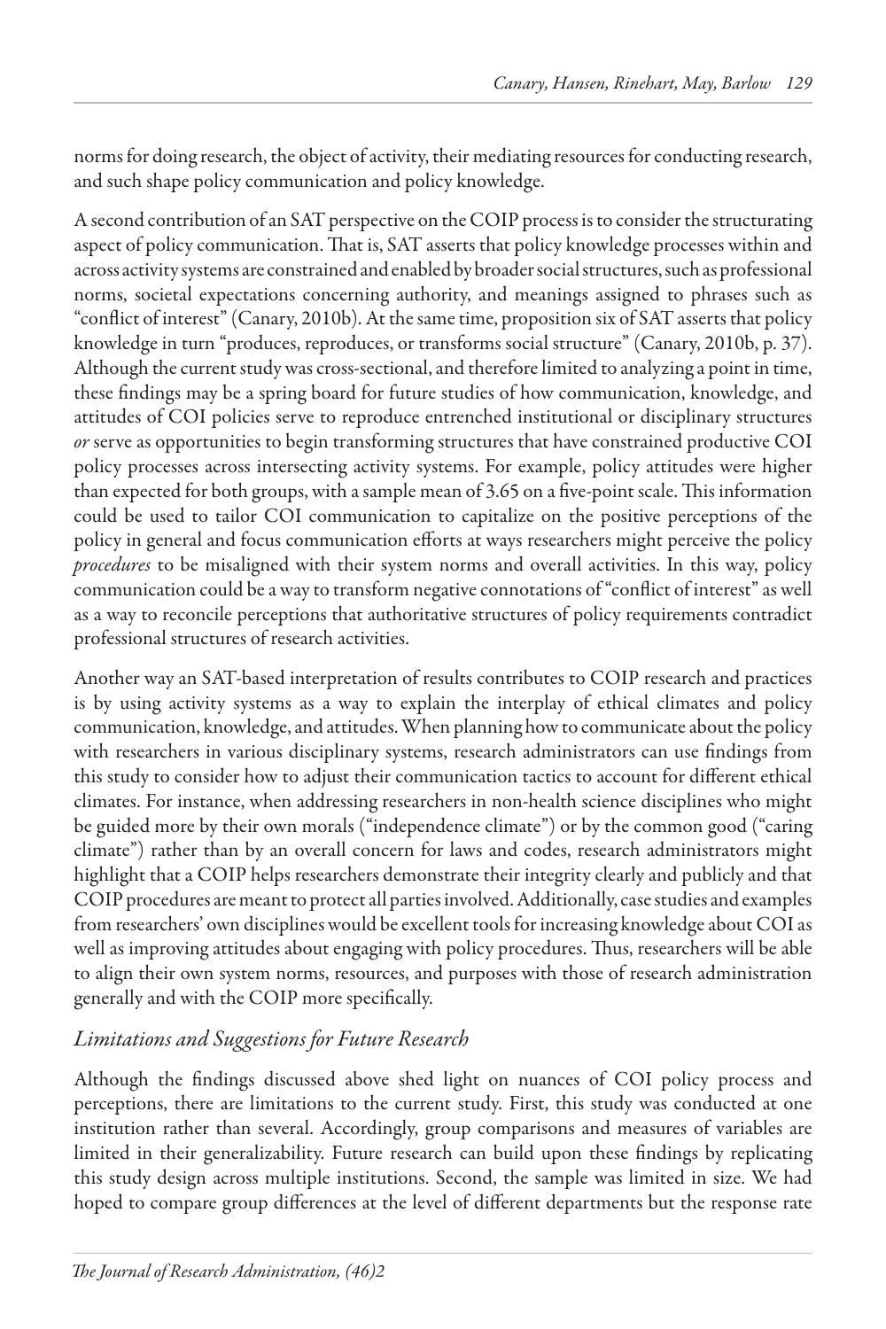norms for doing research, the object of activity, their mediating resources for conducting research, and such shape policy communication and policy knowledge.

A second contribution of an SAT perspective on the COIP process is to consider the structurating aspect of policy communication. That is, SAT asserts that policy knowledge processes within and across activity systems are constrained and enabled by broader social structures, such as professional norms, societal expectations concerning authority, and meanings assigned to phrases such as "conflict of interest" (Canary, 2010b). At the same time, proposition six of SAT asserts that policy knowledge in turn "produces, reproduces, or transforms social structure" (Canary, 2010b, p. 37). Although the current study was cross-sectional, and therefore limited to analyzing a point in time, these findings may be a spring board for future studies of how communication, knowledge, and attitudes of COI policies serve to reproduce entrenched institutional or disciplinary structures *or* serve as opportunities to begin transforming structures that have constrained productive COI policy processes across intersecting activity systems. For example, policy attitudes were higher than expected for both groups, with a sample mean of 3.65 on a five-point scale. This information could be used to tailor COI communication to capitalize on the positive perceptions of the policy in general and focus communication efforts at ways researchers might perceive the policy *procedures* to be misaligned with their system norms and overall activities. In this way, policy communication could be a way to transform negative connotations of "conflict of interest" as well as a way to reconcile perceptions that authoritative structures of policy requirements contradict professional structures of research activities.

Another way an SAT-based interpretation of results contributes to COIP research and practices is by using activity systems as a way to explain the interplay of ethical climates and policy communication, knowledge, and attitudes. When planning how to communicate about the policy with researchers in various disciplinary systems, research administrators can use findings from this study to consider how to adjust their communication tactics to account for different ethical climates. For instance, when addressing researchers in non-health science disciplines who might be guided more by their own morals ("independence climate") or by the common good ("caring climate") rather than by an overall concern for laws and codes, research administrators might highlight that a COIP helps researchers demonstrate their integrity clearly and publicly and that COIP procedures are meant to protect all parties involved. Additionally, case studies and examples from researchers' own disciplines would be excellent tools for increasing knowledge about COI as well as improving attitudes about engaging with policy procedures. Thus, researchers will be able to align their own system norms, resources, and purposes with those of research administration generally and with the COIP more specifically.

### *Limitations and Suggestions for Future Research*

Although the findings discussed above shed light on nuances of COI policy process and perceptions, there are limitations to the current study. First, this study was conducted at one institution rather than several. Accordingly, group comparisons and measures of variables are limited in their generalizability. Future research can build upon these findings by replicating this study design across multiple institutions. Second, the sample was limited in size. We had hoped to compare group differences at the level of different departments but the response rate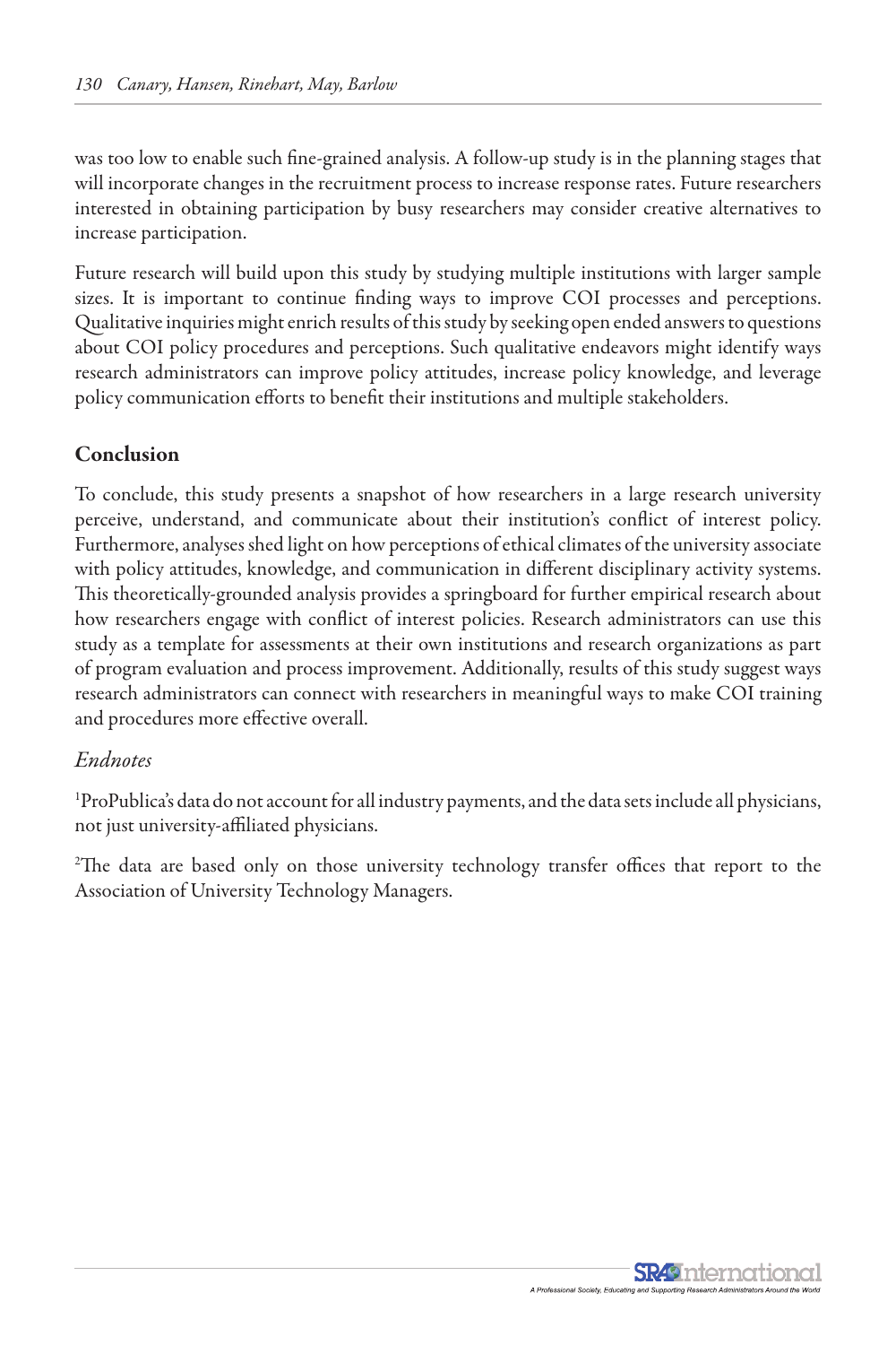was too low to enable such fine-grained analysis. A follow-up study is in the planning stages that will incorporate changes in the recruitment process to increase response rates. Future researchers interested in obtaining participation by busy researchers may consider creative alternatives to increase participation.

Future research will build upon this study by studying multiple institutions with larger sample sizes. It is important to continue finding ways to improve COI processes and perceptions. Qualitative inquiries might enrich results of this study by seeking open ended answers to questions about COI policy procedures and perceptions. Such qualitative endeavors might identify ways research administrators can improve policy attitudes, increase policy knowledge, and leverage policy communication efforts to benefit their institutions and multiple stakeholders.

## Conclusion

To conclude, this study presents a snapshot of how researchers in a large research university perceive, understand, and communicate about their institution's conflict of interest policy. Furthermore, analyses shed light on how perceptions of ethical climates of the university associate with policy attitudes, knowledge, and communication in different disciplinary activity systems. This theoretically-grounded analysis provides a springboard for further empirical research about how researchers engage with conflict of interest policies. Research administrators can use this study as a template for assessments at their own institutions and research organizations as part of program evaluation and process improvement. Additionally, results of this study suggest ways research administrators can connect with researchers in meaningful ways to make COI training and procedures more effective overall.

### *Endnotes*

[1]ProPublica's data do not account for all industry payments, and the data sets include all physicians, not just university-affiliated physicians.

[2]The data are based only on those university technology transfer offices that report to the Association of University Technology Managers.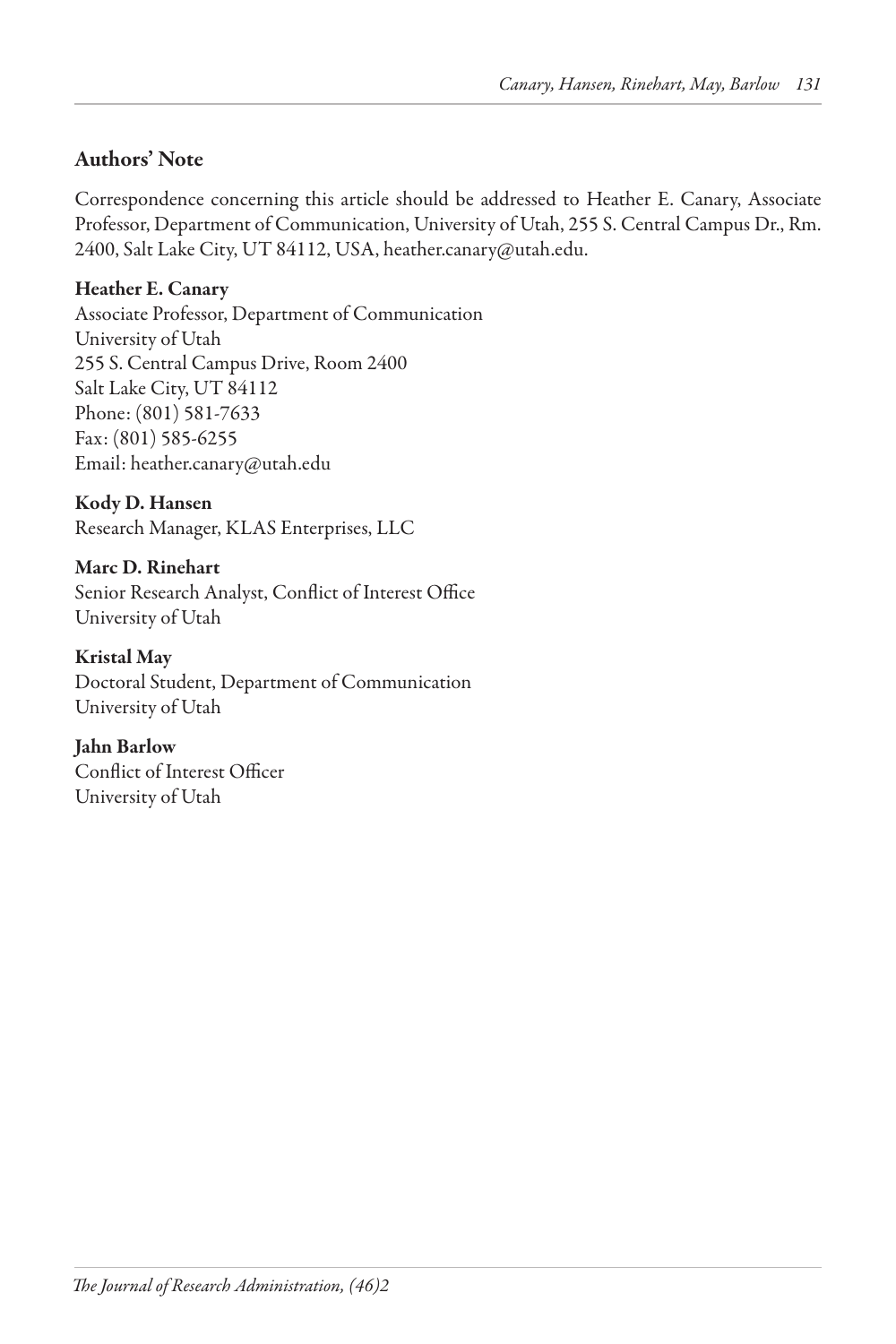## Authors' Note

Correspondence concerning this article should be addressed to Heather E. Canary, Associate Professor, Department of Communication, University of Utah, 255 S. Central Campus Dr., Rm. 2400, Salt Lake City, UT 84112, USA, heather.canary@utah.edu.

**Heather E. Canary**
Associate Professor, Department of Communication
University of Utah
255 S. Central Campus Drive, Room 2400
Salt Lake City, UT 84112
Phone: (801) 581-7633
Fax: (801) 585-6255
Email: heather.canary@utah.edu

**Kody D. Hansen**
Research Manager, KLAS Enterprises, LLC

**Marc D. Rinehart**
Senior Research Analyst, Conflict of Interest Office
University of Utah

**Kristal May**
Doctoral Student, Department of Communication
University of Utah

**Jahn Barlow**
Conflict of Interest Officer
University of Utah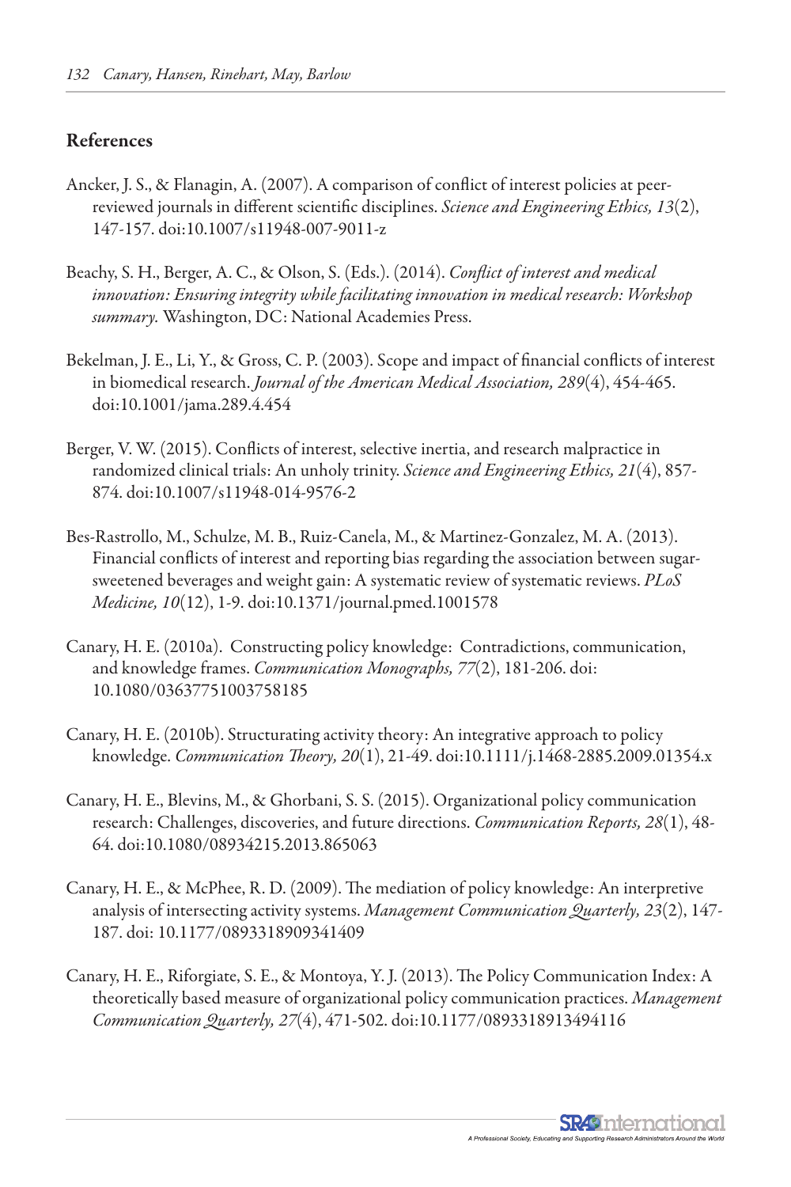## References

Ancker, J. S., & Flanagin, A. (2007). A comparison of conflict of interest policies at peer-reviewed journals in different scientific disciplines. *Science and Engineering Ethics, 13*(2), 147-157. doi:10.1007/s11948-007-9011-z

Beachy, S. H., Berger, A. C., & Olson, S. (Eds.). (2014). *Conflict of interest and medical innovation: Ensuring integrity while facilitating innovation in medical research: Workshop summary.* Washington, DC: National Academies Press.

Bekelman, J. E., Li, Y., & Gross, C. P. (2003). Scope and impact of financial conflicts of interest in biomedical research. *Journal of the American Medical Association, 289*(4), 454-465. doi:10.1001/jama.289.4.454

Berger, V. W. (2015). Conflicts of interest, selective inertia, and research malpractice in randomized clinical trials: An unholy trinity. *Science and Engineering Ethics, 21*(4), 857-874. doi:10.1007/s11948-014-9576-2

Bes-Rastrollo, M., Schulze, M. B., Ruiz-Canela, M., & Martinez-Gonzalez, M. A. (2013). Financial conflicts of interest and reporting bias regarding the association between sugar-sweetened beverages and weight gain: A systematic review of systematic reviews. *PLoS Medicine, 10*(12), 1-9. doi:10.1371/journal.pmed.1001578

Canary, H. E. (2010a). Constructing policy knowledge: Contradictions, communication, and knowledge frames. *Communication Monographs, 77*(2), 181-206. doi: 10.1080/03637751003758185

Canary, H. E. (2010b). Structurating activity theory: An integrative approach to policy knowledge. *Communication Theory, 20*(1), 21-49. doi:10.1111/j.1468-2885.2009.01354.x

Canary, H. E., Blevins, M., & Ghorbani, S. S. (2015). Organizational policy communication research: Challenges, discoveries, and future directions. *Communication Reports, 28*(1), 48-64. doi:10.1080/08934215.2013.865063

Canary, H. E., & McPhee, R. D. (2009). The mediation of policy knowledge: An interpretive analysis of intersecting activity systems. *Management Communication Quarterly, 23*(2), 147-187. doi: 10.1177/0893318909341409

Canary, H. E., Riforgiate, S. E., & Montoya, Y. J. (2013). The Policy Communication Index: A theoretically based measure of organizational policy communication practices. *Management Communication Quarterly, 27*(4), 471-502. doi:10.1177/0893318913494116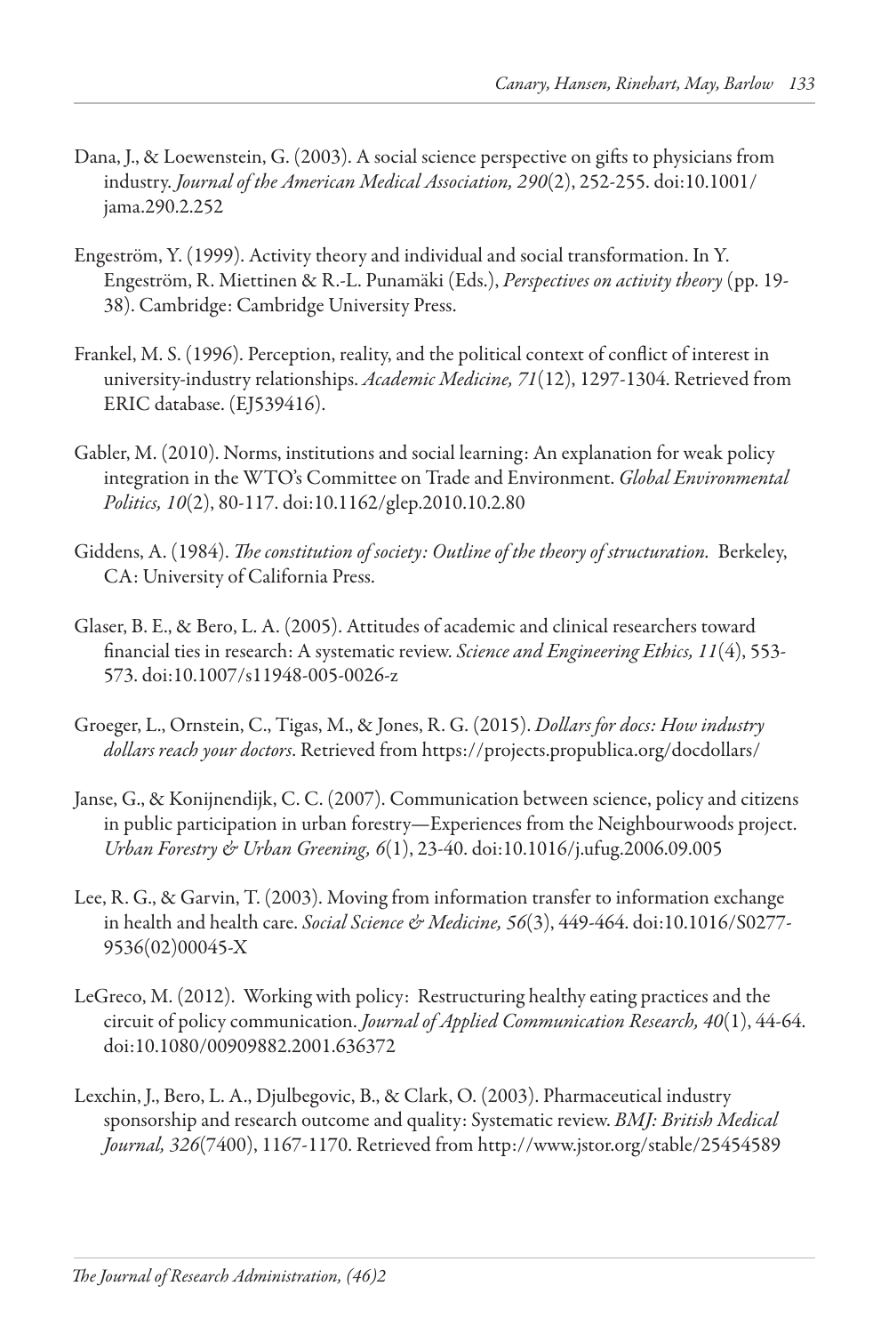Dana, J., & Loewenstein, G. (2003). A social science perspective on gifts to physicians from industry. *Journal of the American Medical Association, 290*(2), 252-255. doi:10.1001/jama.290.2.252

Engeström, Y. (1999). Activity theory and individual and social transformation. In Y. Engeström, R. Miettinen & R.-L. Punamäki (Eds.), *Perspectives on activity theory* (pp. 19-38). Cambridge: Cambridge University Press.

Frankel, M. S. (1996). Perception, reality, and the political context of conflict of interest in university-industry relationships. *Academic Medicine, 71*(12), 1297-1304. Retrieved from ERIC database. (EJ539416).

Gabler, M. (2010). Norms, institutions and social learning: An explanation for weak policy integration in the WTO's Committee on Trade and Environment. *Global Environmental Politics, 10*(2), 80-117. doi:10.1162/glep.2010.10.2.80

Giddens, A. (1984). *The constitution of society: Outline of the theory of structuration.* Berkeley, CA: University of California Press.

Glaser, B. E., & Bero, L. A. (2005). Attitudes of academic and clinical researchers toward financial ties in research: A systematic review. *Science and Engineering Ethics, 11*(4), 553-573. doi:10.1007/s11948-005-0026-z

Groeger, L., Ornstein, C., Tigas, M., & Jones, R. G. (2015). *Dollars for docs: How industry dollars reach your doctors*. Retrieved from https://projects.propublica.org/docdollars/

Janse, G., & Konijnendijk, C. C. (2007). Communication between science, policy and citizens in public participation in urban forestry—Experiences from the Neighbourwoods project. *Urban Forestry & Urban Greening, 6*(1), 23-40. doi:10.1016/j.ufug.2006.09.005

Lee, R. G., & Garvin, T. (2003). Moving from information transfer to information exchange in health and health care. *Social Science & Medicine, 56*(3), 449-464. doi:10.1016/S0277-9536(02)00045-X

LeGreco, M. (2012). Working with policy: Restructuring healthy eating practices and the circuit of policy communication. *Journal of Applied Communication Research, 40*(1), 44-64. doi:10.1080/00909882.2001.636372

Lexchin, J., Bero, L. A., Djulbegovic, B., & Clark, O. (2003). Pharmaceutical industry sponsorship and research outcome and quality: Systematic review. *BMJ: British Medical Journal, 326*(7400), 1167-1170. Retrieved from http://www.jstor.org/stable/25454589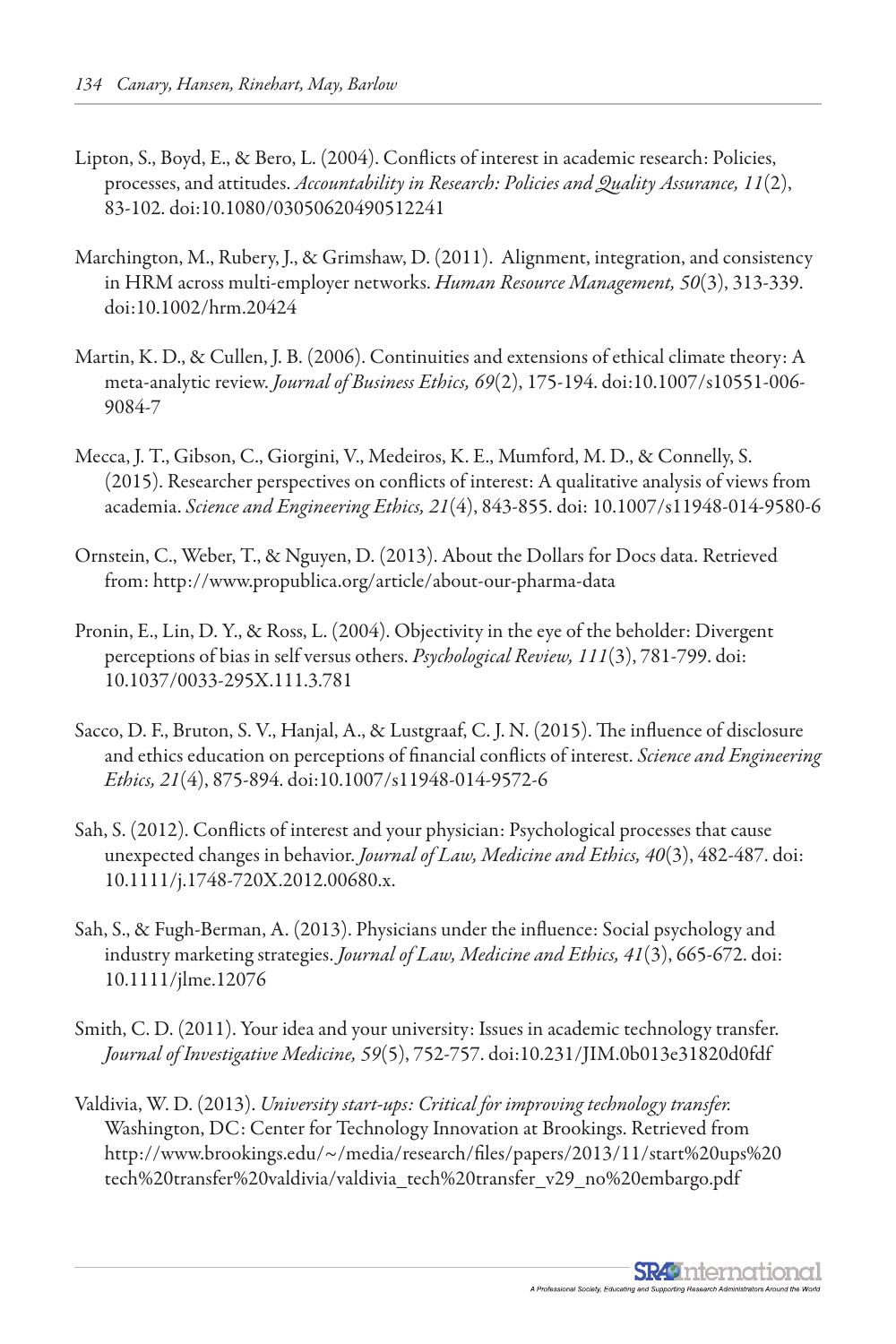Lipton, S., Boyd, E., & Bero, L. (2004). Conflicts of interest in academic research: Policies, processes, and attitudes. *Accountability in Research: Policies and Quality Assurance, 11*(2), 83-102. doi:10.1080/03050620490512241

Marchington, M., Rubery, J., & Grimshaw, D. (2011). Alignment, integration, and consistency in HRM across multi-employer networks. *Human Resource Management, 50*(3), 313-339. doi:10.1002/hrm.20424

Martin, K. D., & Cullen, J. B. (2006). Continuities and extensions of ethical climate theory: A meta-analytic review. *Journal of Business Ethics, 69*(2), 175-194. doi:10.1007/s10551-006-9084-7

Mecca, J. T., Gibson, C., Giorgini, V., Medeiros, K. E., Mumford, M. D., & Connelly, S. (2015). Researcher perspectives on conflicts of interest: A qualitative analysis of views from academia. *Science and Engineering Ethics, 21*(4), 843-855. doi: 10.1007/s11948-014-9580-6

Ornstein, C., Weber, T., & Nguyen, D. (2013). About the Dollars for Docs data. Retrieved from: http://www.propublica.org/article/about-our-pharma-data

Pronin, E., Lin, D. Y., & Ross, L. (2004). Objectivity in the eye of the beholder: Divergent perceptions of bias in self versus others. *Psychological Review, 111*(3), 781-799. doi: 10.1037/0033-295X.111.3.781

Sacco, D. F., Bruton, S. V., Hanjal, A., & Lustgraaf, C. J. N. (2015). The influence of disclosure and ethics education on perceptions of financial conflicts of interest. *Science and Engineering Ethics, 21*(4), 875-894. doi:10.1007/s11948-014-9572-6

Sah, S. (2012). Conflicts of interest and your physician: Psychological processes that cause unexpected changes in behavior. *Journal of Law, Medicine and Ethics, 40*(3), 482-487. doi: 10.1111/j.1748-720X.2012.00680.x.

Sah, S., & Fugh-Berman, A. (2013). Physicians under the influence: Social psychology and industry marketing strategies. *Journal of Law, Medicine and Ethics, 41*(3), 665-672. doi: 10.1111/jlme.12076

Smith, C. D. (2011). Your idea and your university: Issues in academic technology transfer. *Journal of Investigative Medicine, 59*(5), 752-757. doi:10.231/JIM.0b013e31820d0fdf

Valdivia, W. D. (2013). *University start-ups: Critical for improving technology transfer.* Washington, DC: Center for Technology Innovation at Brookings. Retrieved from http://www.brookings.edu/~/media/research/files/papers/2013/11/start%20ups%20tech%20transfer%20valdivia/valdivia_tech%20transfer_v29_no%20embargo.pdf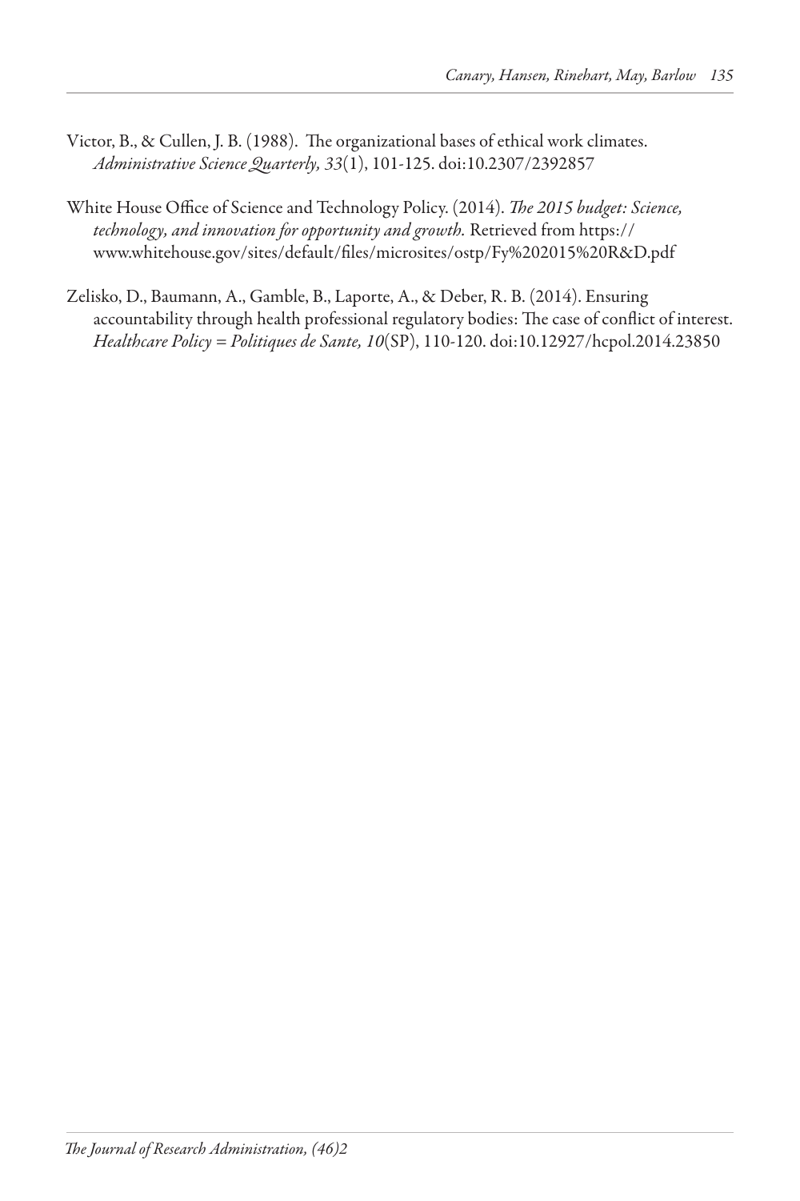Victor, B., & Cullen, J. B. (1988). The organizational bases of ethical work climates. *Administrative Science Quarterly, 33*(1), 101-125. doi:10.2307/2392857

White House Office of Science and Technology Policy. (2014). *The 2015 budget: Science, technology, and innovation for opportunity and growth.* Retrieved from https://www.whitehouse.gov/sites/default/files/microsites/ostp/Fy%202015%20R&D.pdf

Zelisko, D., Baumann, A., Gamble, B., Laporte, A., & Deber, R. B. (2014). Ensuring accountability through health professional regulatory bodies: The case of conflict of interest. *Healthcare Policy = Politiques de Sante, 10*(SP), 110-120. doi:10.12927/hcpol.2014.23850